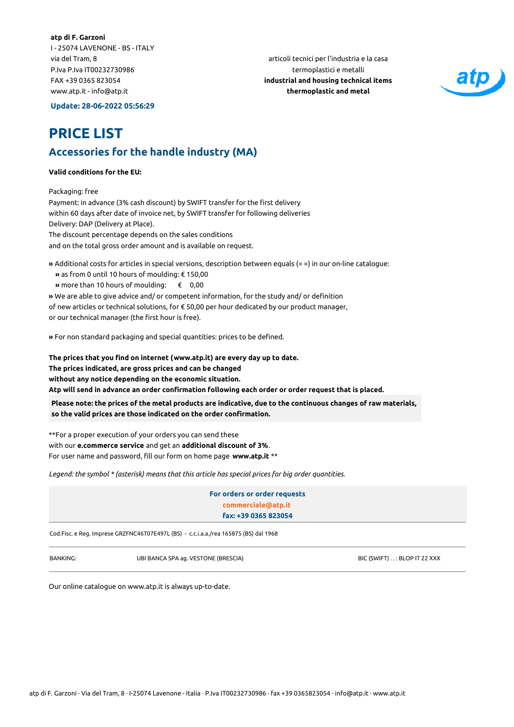**atp di F. Garzoni**
I - 25074 LAVENONE - BS - ITALY
via del Tram, 8
P.Iva P.Iva IT00232730986
FAX +39 0365 823054
www.atp.it - info@atp.it

articoli tecnici per l'industria e la casa
termoplastici e metalli
**industrial and housing technical items**
**thermoplastic and metal**

**Update: 28-06-2022 05:56:29**

# PRICE LIST

## Accessories for the handle industry (MA)

**Valid conditions for the EU:**

Packaging: free
Payment: in advance (3% cash discount) by SWIFT transfer for the first delivery
within 60 days after date of invoice net, by SWIFT transfer for following deliveries
Delivery: DAP (Delivery at Place).
The discount percentage depends on the sales conditions
and on the total gross order amount and is available on request.

» Additional costs for articles in special versions, description between equals (= =) in our on-line catalogue:
 » as from 0 until 10 hours of moulding: € 150,00
 » more than 10 hours of moulding: € 0,00
» We are able to give advice and/ or competent information, for the study and/ or definition
of new articles or technical solutions, for € 50,00 per hour dedicated by our product manager,
or our technical manager (the first hour is free).

» For non standard packaging and special quantities: prices to be defined.

**The prices that you find on internet (www.atp.it) are every day up to date.**
**The prices indicated, are gross prices and can be changed**
**without any notice depending on the economic situation.**
**Atp will send in advance an order confirmation following each order or order request that is placed.**

**Please note: the prices of the metal products are indicative, due to the continuous changes of raw materials, so the valid prices are those indicated on the order confirmation.**

**For a proper execution of your orders you can send these
with our **e.commerce service** and get an **additional discount of 3%**.
For user name and password, fill our form on home page **www.atp.it** **

*Legend: the symbol * (asterisk) means that this article has special prices for big order quantities.*

**For orders or order requests**
**commerciale@atp.it**
**fax: +39 0365 823054**

Cod.Fisc. e Reg. Imprese GRZFNC46T07E497L (BS) - c.c.i.a.a./rea 165875 (BS) dal 1968

| BANKING: | UBI BANCA SPA ag. VESTONE (BRESCIA) | BIC (SWIFT) . . : BLOP IT 22 XXX |
|---|---|---|

Our online catalogue on www.atp.it is always up-to-date.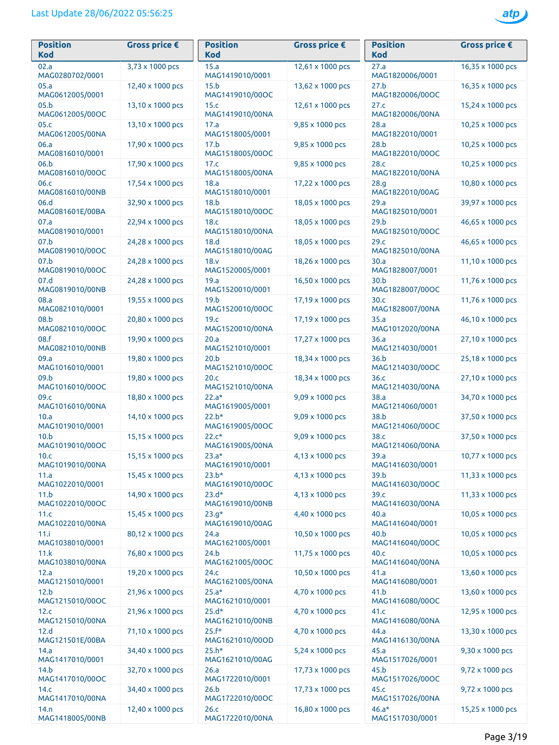Last Update 28/06/2022 05:56:25

| Position Kod | Gross price € |
|---|---|
| 02.a MAG0280702/0001 | 3,73 x 1000 pcs |
| 05.a MAG0612005/0001 | 12,40 x 1000 pcs |
| 05.b MAG0612005/00OC | 13,10 x 1000 pcs |
| 05.c MAG0612005/00NA | 13,10 x 1000 pcs |
| 06.a MAG0816010/0001 | 17,90 x 1000 pcs |
| 06.b MAG0816010/00OC | 17,90 x 1000 pcs |
| 06.c MAG0816010/00NB | 17,54 x 1000 pcs |
| 06.d MAG081601E/00BA | 32,90 x 1000 pcs |
| 07.a MAG0819010/0001 | 22,94 x 1000 pcs |
| 07.b MAG0819010/00OC | 24,28 x 1000 pcs |
| 07.b MAG0819010/00OC | 24,28 x 1000 pcs |
| 07.d MAG0819010/00NB | 24,28 x 1000 pcs |
| 08.a MAG0821010/0001 | 19,55 x 1000 pcs |
| 08.b MAG0821010/00OC | 20,80 x 1000 pcs |
| 08.f MAG0821010/00NB | 19,90 x 1000 pcs |
| 09.a MAG1016010/0001 | 19,80 x 1000 pcs |
| 09.b MAG1016010/00OC | 19,80 x 1000 pcs |
| 09.c MAG1016010/00NA | 18,80 x 1000 pcs |
| 10.a MAG1019010/0001 | 14,10 x 1000 pcs |
| 10.b MAG1019010/00OC | 15,15 x 1000 pcs |
| 10.c MAG1019010/00NA | 15,15 x 1000 pcs |
| 11.a MAG1022010/0001 | 15,45 x 1000 pcs |
| 11.b MAG1022010/00OC | 14,90 x 1000 pcs |
| 11.c MAG1022010/00NA | 15,45 x 1000 pcs |
| 11.i MAG1038010/0001 | 80,12 x 1000 pcs |
| 11.k MAG1038010/00NA | 76,80 x 1000 pcs |
| 12.a MAG1215010/0001 | 19,20 x 1000 pcs |
| 12.b MAG1215010/00OC | 21,96 x 1000 pcs |
| 12.c MAG1215010/00NA | 21,96 x 1000 pcs |
| 12.d MAG121501E/00BA | 71,10 x 1000 pcs |
| 14.a MAG1417010/0001 | 34,40 x 1000 pcs |
| 14.b MAG1417010/00OC | 32,70 x 1000 pcs |
| 14.c MAG1417010/00NA | 34,40 x 1000 pcs |
| 14.n MAG1418005/00NB | 12,40 x 1000 pcs |
| 15.a MAG1419010/0001 | 12,61 x 1000 pcs |
| 15.b MAG1419010/00OC | 13,62 x 1000 pcs |
| 15.c MAG1419010/00NA | 12,61 x 1000 pcs |
| 17.a MAG1518005/0001 | 9,85 x 1000 pcs |
| 17.b MAG1518005/00OC | 9,85 x 1000 pcs |
| 17.c MAG1518005/00NA | 9,85 x 1000 pcs |
| 18.a MAG1518010/0001 | 17,22 x 1000 pcs |
| 18.b MAG1518010/00OC | 18,05 x 1000 pcs |
| 18.c MAG1518010/00NA | 18,05 x 1000 pcs |
| 18.d MAG1518010/00AG | 18,05 x 1000 pcs |
| 18.v MAG1520005/0001 | 18,26 x 1000 pcs |
| 19.a MAG1520010/0001 | 16,50 x 1000 pcs |
| 19.b MAG1520010/00OC | 17,19 x 1000 pcs |
| 19.c MAG1520010/00NA | 17,19 x 1000 pcs |
| 20.a MAG1521010/0001 | 17,27 x 1000 pcs |
| 20.b MAG1521010/00OC | 18,34 x 1000 pcs |
| 20.c MAG1521010/00NA | 18,34 x 1000 pcs |
| 22.a* MAG1619005/0001 | 9,09 x 1000 pcs |
| 22.b* MAG1619005/00OC | 9,09 x 1000 pcs |
| 22.c* MAG1619005/00NA | 9,09 x 1000 pcs |
| 23.a* MAG1619010/0001 | 4,13 x 1000 pcs |
| 23.b* MAG1619010/00OC | 4,13 x 1000 pcs |
| 23.d* MAG1619010/00NB | 4,13 x 1000 pcs |
| 23.g* MAG1619010/00AG | 4,40 x 1000 pcs |
| 24.a MAG1621005/0001 | 10,50 x 1000 pcs |
| 24.b MAG1621005/00OC | 11,75 x 1000 pcs |
| 24.c MAG1621005/00NA | 10,50 x 1000 pcs |
| 25.a* MAG1621010/0001 | 4,70 x 1000 pcs |
| 25.d* MAG1621010/00NB | 4,70 x 1000 pcs |
| 25.f* MAG1621010/00OD | 4,70 x 1000 pcs |
| 25.h* MAG1621010/00AG | 5,24 x 1000 pcs |
| 26.a MAG1722010/0001 | 17,73 x 1000 pcs |
| 26.b MAG1722010/00OC | 17,73 x 1000 pcs |
| 26.c MAG1722010/00NA | 16,80 x 1000 pcs |
| 27.a MAG1820006/0001 | 16,35 x 1000 pcs |
| 27.b MAG1820006/00OC | 16,35 x 1000 pcs |
| 27.c MAG1820006/00NA | 15,24 x 1000 pcs |
| 28.a MAG1822010/0001 | 10,25 x 1000 pcs |
| 28.b MAG1822010/00OC | 10,25 x 1000 pcs |
| 28.c MAG1822010/00NA | 10,25 x 1000 pcs |
| 28.g MAG1822010/00AG | 10,80 x 1000 pcs |
| 29.a MAG1825010/0001 | 39,97 x 1000 pcs |
| 29.b MAG1825010/00OC | 46,65 x 1000 pcs |
| 29.c MAG1825010/00NA | 46,65 x 1000 pcs |
| 30.a MAG1828007/0001 | 11,10 x 1000 pcs |
| 30.b MAG1828007/00OC | 11,76 x 1000 pcs |
| 30.c MAG1828007/00NA | 11,76 x 1000 pcs |
| 35.a MAG1012020/00NA | 46,10 x 1000 pcs |
| 36.a MAG1214030/0001 | 27,10 x 1000 pcs |
| 36.b MAG1214030/00OC | 25,18 x 1000 pcs |
| 36.c MAG1214030/00NA | 27,10 x 1000 pcs |
| 38.a MAG1214060/0001 | 34,70 x 1000 pcs |
| 38.b MAG1214060/00OC | 37,50 x 1000 pcs |
| 38.c MAG1214060/00NA | 37,50 x 1000 pcs |
| 39.a MAG1416030/0001 | 10,77 x 1000 pcs |
| 39.b MAG1416030/00OC | 11,33 x 1000 pcs |
| 39.c MAG1416030/00NA | 11,33 x 1000 pcs |
| 40.a MAG1416040/0001 | 10,05 x 1000 pcs |
| 40.b MAG1416040/00OC | 10,05 x 1000 pcs |
| 40.c MAG1416040/00NA | 10,05 x 1000 pcs |
| 41.a MAG1416080/0001 | 13,60 x 1000 pcs |
| 41.b MAG1416080/00OC | 13,60 x 1000 pcs |
| 41.c MAG1416080/00NA | 12,95 x 1000 pcs |
| 44.a MAG1416130/00NA | 13,30 x 1000 pcs |
| 45.a MAG1517026/0001 | 9,30 x 1000 pcs |
| 45.b MAG1517026/00OC | 9,72 x 1000 pcs |
| 45.c MAG1517026/00NA | 9,72 x 1000 pcs |
| 46.a* MAG1517030/0001 | 15,25 x 1000 pcs |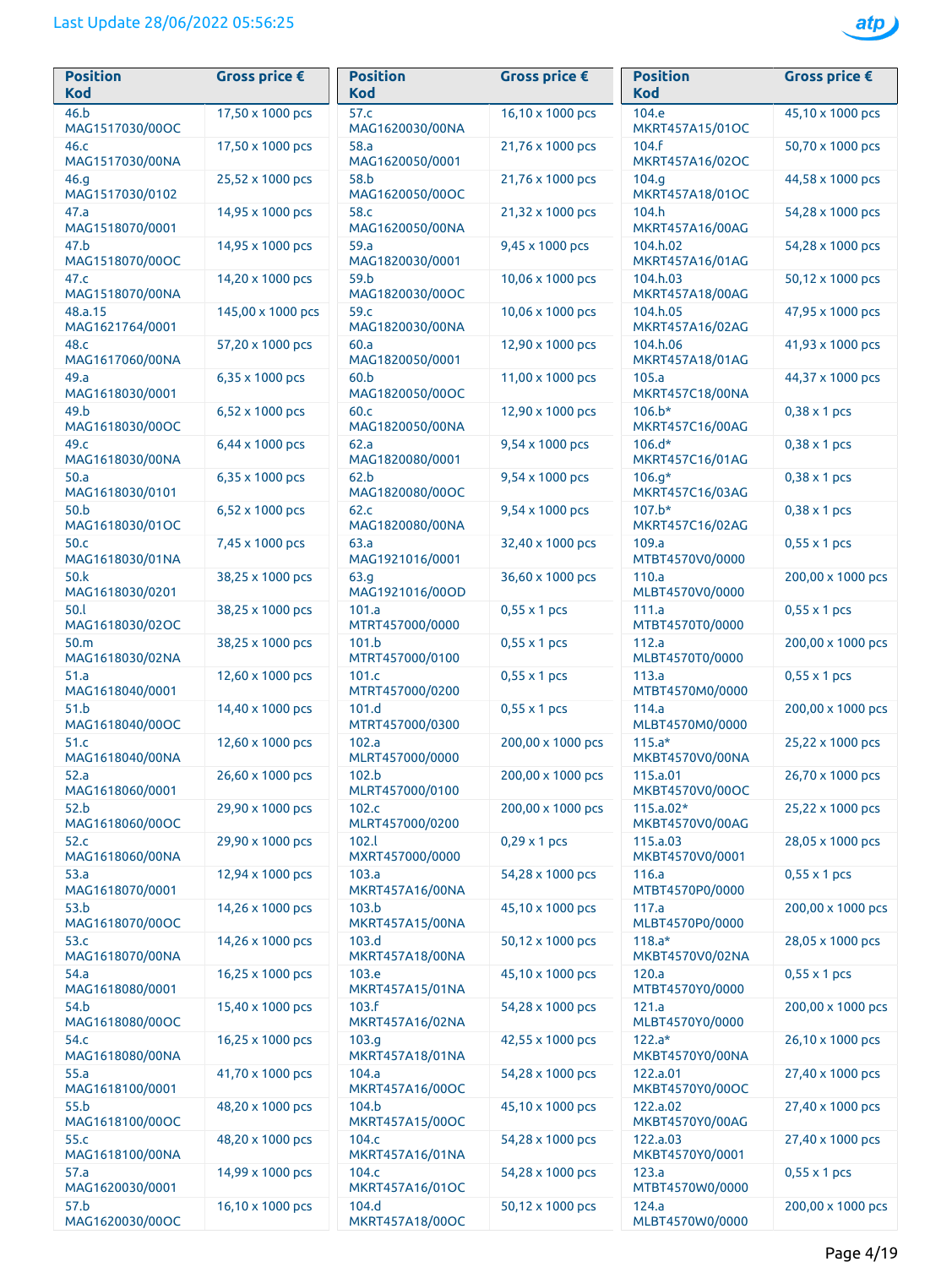Last Update 28/06/2022 05:56:25

| Position Kod | Gross price € |
|---|---|
| 46.b MAG1517030/00OC | 17,50 x 1000 pcs |
| 46.c MAG1517030/00NA | 17,50 x 1000 pcs |
| 46.g MAG1517030/0102 | 25,52 x 1000 pcs |
| 47.a MAG1518070/0001 | 14,95 x 1000 pcs |
| 47.b MAG1518070/00OC | 14,95 x 1000 pcs |
| 47.c MAG1518070/00NA | 14,20 x 1000 pcs |
| 48.a.15 MAG1621764/0001 | 145,00 x 1000 pcs |
| 48.c MAG1617060/00NA | 57,20 x 1000 pcs |
| 49.a MAG1618030/0001 | 6,35 x 1000 pcs |
| 49.b MAG1618030/00OC | 6,52 x 1000 pcs |
| 49.c MAG1618030/00NA | 6,44 x 1000 pcs |
| 50.a MAG1618030/0101 | 6,35 x 1000 pcs |
| 50.b MAG1618030/01OC | 6,52 x 1000 pcs |
| 50.c MAG1618030/01NA | 7,45 x 1000 pcs |
| 50.k MAG1618030/0201 | 38,25 x 1000 pcs |
| 50.l MAG1618030/02OC | 38,25 x 1000 pcs |
| 50.m MAG1618030/02NA | 38,25 x 1000 pcs |
| 51.a MAG1618040/0001 | 12,60 x 1000 pcs |
| 51.b MAG1618040/00OC | 14,40 x 1000 pcs |
| 51.c MAG1618040/00NA | 12,60 x 1000 pcs |
| 52.a MAG1618060/0001 | 26,60 x 1000 pcs |
| 52.b MAG1618060/00OC | 29,90 x 1000 pcs |
| 52.c MAG1618060/00NA | 29,90 x 1000 pcs |
| 53.a MAG1618070/0001 | 12,94 x 1000 pcs |
| 53.b MAG1618070/00OC | 14,26 x 1000 pcs |
| 53.c MAG1618070/00NA | 14,26 x 1000 pcs |
| 54.a MAG1618080/0001 | 16,25 x 1000 pcs |
| 54.b MAG1618080/00OC | 15,40 x 1000 pcs |
| 54.c MAG1618080/00NA | 16,25 x 1000 pcs |
| 55.a MAG1618100/0001 | 41,70 x 1000 pcs |
| 55.b MAG1618100/00OC | 48,20 x 1000 pcs |
| 55.c MAG1618100/00NA | 48,20 x 1000 pcs |
| 57.a MAG1620030/0001 | 14,99 x 1000 pcs |
| 57.b MAG1620030/00OC | 16,10 x 1000 pcs |
| 57.c MAG1620030/00NA | 16,10 x 1000 pcs |
| 58.a MAG1620050/0001 | 21,76 x 1000 pcs |
| 58.b MAG1620050/00OC | 21,76 x 1000 pcs |
| 58.c MAG1620050/00NA | 21,32 x 1000 pcs |
| 59.a MAG1820030/0001 | 9,45 x 1000 pcs |
| 59.b MAG1820030/00OC | 10,06 x 1000 pcs |
| 59.c MAG1820030/00NA | 10,06 x 1000 pcs |
| 60.a MAG1820050/0001 | 12,90 x 1000 pcs |
| 60.b MAG1820050/00OC | 11,00 x 1000 pcs |
| 60.c MAG1820050/00NA | 12,90 x 1000 pcs |
| 62.a MAG1820080/0001 | 9,54 x 1000 pcs |
| 62.b MAG1820080/00OC | 9,54 x 1000 pcs |
| 62.c MAG1820080/00NA | 9,54 x 1000 pcs |
| 63.a MAG1921016/0001 | 32,40 x 1000 pcs |
| 63.g MAG1921016/00OD | 36,60 x 1000 pcs |
| 101.a MTRT457000/0000 | 0,55 x 1 pcs |
| 101.b MTRT457000/0100 | 0,55 x 1 pcs |
| 101.c MTRT457000/0200 | 0,55 x 1 pcs |
| 101.d MTRT457000/0300 | 0,55 x 1 pcs |
| 102.a MLRT457000/0000 | 200,00 x 1000 pcs |
| 102.b MLRT457000/0100 | 200,00 x 1000 pcs |
| 102.c MLRT457000/0200 | 200,00 x 1000 pcs |
| 102.l MXRT457000/0000 | 0,29 x 1 pcs |
| 103.a MKRT457A16/00NA | 54,28 x 1000 pcs |
| 103.b MKRT457A15/00NA | 45,10 x 1000 pcs |
| 103.d MKRT457A18/00NA | 50,12 x 1000 pcs |
| 103.e MKRT457A15/01NA | 45,10 x 1000 pcs |
| 103.f MKRT457A16/02NA | 54,28 x 1000 pcs |
| 103.g MKRT457A18/01NA | 42,55 x 1000 pcs |
| 104.a MKRT457A16/00OC | 54,28 x 1000 pcs |
| 104.b MKRT457A15/00OC | 45,10 x 1000 pcs |
| 104.c MKRT457A16/01NA | 54,28 x 1000 pcs |
| 104.c MKRT457A16/01OC | 54,28 x 1000 pcs |
| 104.d MKRT457A18/00OC | 50,12 x 1000 pcs |
| 104.e MKRT457A15/01OC | 45,10 x 1000 pcs |
| 104.f MKRT457A16/02OC | 50,70 x 1000 pcs |
| 104.g MKRT457A18/01OC | 44,58 x 1000 pcs |
| 104.h MKRT457A16/00AG | 54,28 x 1000 pcs |
| 104.h.02 MKRT457A16/01AG | 54,28 x 1000 pcs |
| 104.h.03 MKRT457A18/00AG | 50,12 x 1000 pcs |
| 104.h.05 MKRT457A16/02AG | 47,95 x 1000 pcs |
| 104.h.06 MKRT457A18/01AG | 41,93 x 1000 pcs |
| 105.a MKRT457C18/00NA | 44,37 x 1000 pcs |
| 106.b* MKRT457C16/00AG | 0,38 x 1 pcs |
| 106.d* MKRT457C16/01AG | 0,38 x 1 pcs |
| 106.g* MKRT457C16/03AG | 0,38 x 1 pcs |
| 107.b* MKRT457C16/02AG | 0,38 x 1 pcs |
| 109.a MTBT4570V0/0000 | 0,55 x 1 pcs |
| 110.a MLBT4570V0/0000 | 200,00 x 1000 pcs |
| 111.a MTBT4570T0/0000 | 0,55 x 1 pcs |
| 112.a MLBT4570T0/0000 | 200,00 x 1000 pcs |
| 113.a MTBT4570M0/0000 | 0,55 x 1 pcs |
| 114.a MLBT4570M0/0000 | 200,00 x 1000 pcs |
| 115.a* MKBT4570V0/00NA | 25,22 x 1000 pcs |
| 115.a.01 MKBT4570V0/00OC | 26,70 x 1000 pcs |
| 115.a.02* MKBT4570V0/00AG | 25,22 x 1000 pcs |
| 115.a.03 MKBT4570V0/0001 | 28,05 x 1000 pcs |
| 116.a MTBT4570P0/0000 | 0,55 x 1 pcs |
| 117.a MLBT4570P0/0000 | 200,00 x 1000 pcs |
| 118.a* MKBT4570V0/02NA | 28,05 x 1000 pcs |
| 120.a MTBT4570Y0/0000 | 0,55 x 1 pcs |
| 121.a MLBT4570Y0/0000 | 200,00 x 1000 pcs |
| 122.a* MKBT4570Y0/00NA | 26,10 x 1000 pcs |
| 122.a.01 MKBT4570Y0/00OC | 27,40 x 1000 pcs |
| 122.a.02 MKBT4570Y0/00AG | 27,40 x 1000 pcs |
| 122.a.03 MKBT4570Y0/0001 | 27,40 x 1000 pcs |
| 123.a MTBT4570W0/0000 | 0,55 x 1 pcs |
| 124.a MLBT4570W0/0000 | 200,00 x 1000 pcs |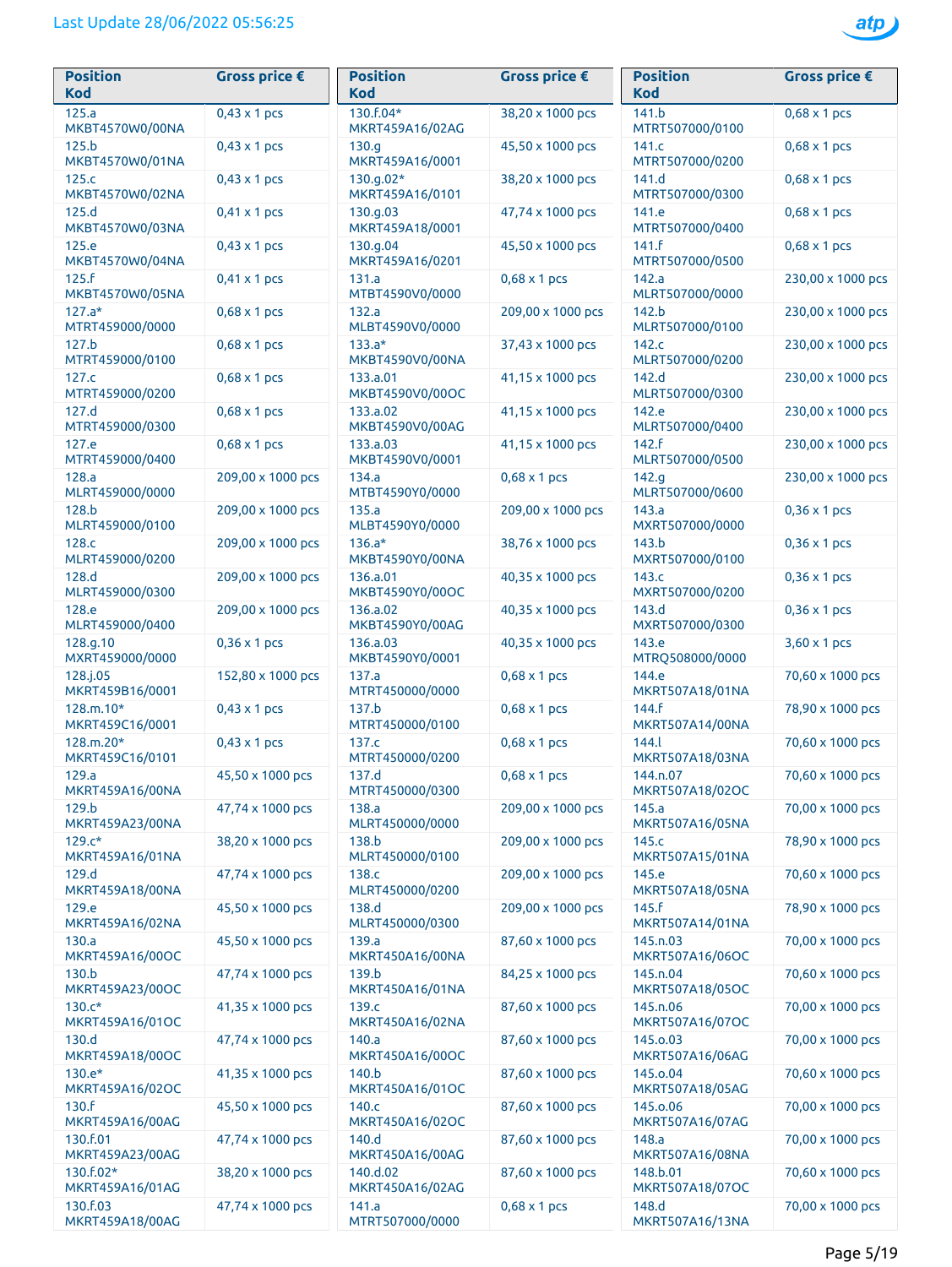Last Update 28/06/2022 05:56:25

| Position Kod | Gross price € |
|---|---|
| 125.a MKBT4570W0/00NA | 0,43 x 1 pcs |
| 125.b MKBT4570W0/01NA | 0,43 x 1 pcs |
| 125.c MKBT4570W0/02NA | 0,43 x 1 pcs |
| 125.d MKBT4570W0/03NA | 0,41 x 1 pcs |
| 125.e MKBT4570W0/04NA | 0,43 x 1 pcs |
| 125.f MKBT4570W0/05NA | 0,41 x 1 pcs |
| 127.a* MTRT459000/0000 | 0,68 x 1 pcs |
| 127.b MTRT459000/0100 | 0,68 x 1 pcs |
| 127.c MTRT459000/0200 | 0,68 x 1 pcs |
| 127.d MTRT459000/0300 | 0,68 x 1 pcs |
| 127.e MTRT459000/0400 | 0,68 x 1 pcs |
| 128.a MLRT459000/0000 | 209,00 x 1000 pcs |
| 128.b MLRT459000/0100 | 209,00 x 1000 pcs |
| 128.c MLRT459000/0200 | 209,00 x 1000 pcs |
| 128.d MLRT459000/0300 | 209,00 x 1000 pcs |
| 128.e MLRT459000/0400 | 209,00 x 1000 pcs |
| 128.g.10 MXRT459000/0000 | 0,36 x 1 pcs |
| 128.j.05 MKRT459B16/0001 | 152,80 x 1000 pcs |
| 128.m.10* MKRT459C16/0001 | 0,43 x 1 pcs |
| 128.m.20* MKRT459C16/0101 | 0,43 x 1 pcs |
| 129.a MKRT459A16/00NA | 45,50 x 1000 pcs |
| 129.b MKRT459A23/00NA | 47,74 x 1000 pcs |
| 129.c* MKRT459A16/01NA | 38,20 x 1000 pcs |
| 129.d MKRT459A18/00NA | 47,74 x 1000 pcs |
| 129.e MKRT459A16/02NA | 45,50 x 1000 pcs |
| 130.a MKRT459A16/00OC | 45,50 x 1000 pcs |
| 130.b MKRT459A23/00OC | 47,74 x 1000 pcs |
| 130.c* MKRT459A16/01OC | 41,35 x 1000 pcs |
| 130.d MKRT459A18/00OC | 47,74 x 1000 pcs |
| 130.e* MKRT459A16/02OC | 41,35 x 1000 pcs |
| 130.f MKRT459A16/00AG | 45,50 x 1000 pcs |
| 130.f.01 MKRT459A23/00AG | 47,74 x 1000 pcs |
| 130.f.02* MKRT459A16/01AG | 38,20 x 1000 pcs |
| 130.f.03 MKRT459A18/00AG | 47,74 x 1000 pcs |
| 130.f.04* MKRT459A16/02AG | 38,20 x 1000 pcs |
| 130.g MKRT459A16/0001 | 45,50 x 1000 pcs |
| 130.g.02* MKRT459A16/0101 | 38,20 x 1000 pcs |
| 130.g.03 MKRT459A18/0001 | 47,74 x 1000 pcs |
| 130.g.04 MKRT459A16/0201 | 45,50 x 1000 pcs |
| 131.a MTBT4590V0/0000 | 0,68 x 1 pcs |
| 132.a MLBT4590V0/0000 | 209,00 x 1000 pcs |
| 133.a* MKBT4590V0/00NA | 37,43 x 1000 pcs |
| 133.a.01 MKBT4590V0/00OC | 41,15 x 1000 pcs |
| 133.a.02 MKBT4590V0/00AG | 41,15 x 1000 pcs |
| 133.a.03 MKBT4590V0/0001 | 41,15 x 1000 pcs |
| 134.a MTBT4590Y0/0000 | 0,68 x 1 pcs |
| 135.a MLBT4590Y0/0000 | 209,00 x 1000 pcs |
| 136.a* MKBT4590Y0/00NA | 38,76 x 1000 pcs |
| 136.a.01 MKBT4590Y0/00OC | 40,35 x 1000 pcs |
| 136.a.02 MKBT4590Y0/00AG | 40,35 x 1000 pcs |
| 136.a.03 MKBT4590Y0/0001 | 40,35 x 1000 pcs |
| 137.a MTRT450000/0000 | 0,68 x 1 pcs |
| 137.b MTRT450000/0100 | 0,68 x 1 pcs |
| 137.c MTRT450000/0200 | 0,68 x 1 pcs |
| 137.d MTRT450000/0300 | 0,68 x 1 pcs |
| 138.a MLRT450000/0000 | 209,00 x 1000 pcs |
| 138.b MLRT450000/0100 | 209,00 x 1000 pcs |
| 138.c MLRT450000/0200 | 209,00 x 1000 pcs |
| 138.d MLRT450000/0300 | 209,00 x 1000 pcs |
| 139.a MKRT450A16/00NA | 87,60 x 1000 pcs |
| 139.b MKRT450A16/01NA | 84,25 x 1000 pcs |
| 139.c MKRT450A16/02NA | 87,60 x 1000 pcs |
| 140.a MKRT450A16/00OC | 87,60 x 1000 pcs |
| 140.b MKRT450A16/01OC | 87,60 x 1000 pcs |
| 140.c MKRT450A16/02OC | 87,60 x 1000 pcs |
| 140.d MKRT450A16/00AG | 87,60 x 1000 pcs |
| 140.d.02 MKRT450A16/02AG | 87,60 x 1000 pcs |
| 141.a MTRT507000/0000 | 0,68 x 1 pcs |
| 141.b MTRT507000/0100 | 0,68 x 1 pcs |
| 141.c MTRT507000/0200 | 0,68 x 1 pcs |
| 141.d MTRT507000/0300 | 0,68 x 1 pcs |
| 141.e MTRT507000/0400 | 0,68 x 1 pcs |
| 141.f MTRT507000/0500 | 0,68 x 1 pcs |
| 142.a MLRT507000/0000 | 230,00 x 1000 pcs |
| 142.b MLRT507000/0100 | 230,00 x 1000 pcs |
| 142.c MLRT507000/0200 | 230,00 x 1000 pcs |
| 142.d MLRT507000/0300 | 230,00 x 1000 pcs |
| 142.e MLRT507000/0400 | 230,00 x 1000 pcs |
| 142.f MLRT507000/0500 | 230,00 x 1000 pcs |
| 142.g MLRT507000/0600 | 230,00 x 1000 pcs |
| 143.a MXRT507000/0000 | 0,36 x 1 pcs |
| 143.b MXRT507000/0100 | 0,36 x 1 pcs |
| 143.c MXRT507000/0200 | 0,36 x 1 pcs |
| 143.d MXRT507000/0300 | 0,36 x 1 pcs |
| 143.e MTRQ508000/0000 | 3,60 x 1 pcs |
| 144.e MKRT507A18/01NA | 70,60 x 1000 pcs |
| 144.f MKRT507A14/00NA | 78,90 x 1000 pcs |
| 144.l MKRT507A18/03NA | 70,60 x 1000 pcs |
| 144.n.07 MKRT507A18/02OC | 70,60 x 1000 pcs |
| 145.a MKRT507A16/05NA | 70,00 x 1000 pcs |
| 145.c MKRT507A15/01NA | 78,90 x 1000 pcs |
| 145.e MKRT507A18/05NA | 70,60 x 1000 pcs |
| 145.f MKRT507A14/01NA | 78,90 x 1000 pcs |
| 145.n.03 MKRT507A16/06OC | 70,00 x 1000 pcs |
| 145.n.04 MKRT507A18/05OC | 70,60 x 1000 pcs |
| 145.n.06 MKRT507A16/07OC | 70,00 x 1000 pcs |
| 145.o.03 MKRT507A16/06AG | 70,00 x 1000 pcs |
| 145.o.04 MKRT507A18/05AG | 70,60 x 1000 pcs |
| 145.o.06 MKRT507A16/07AG | 70,00 x 1000 pcs |
| 148.a MKRT507A16/08NA | 70,00 x 1000 pcs |
| 148.b.01 MKRT507A18/07OC | 70,60 x 1000 pcs |
| 148.d MKRT507A16/13NA | 70,00 x 1000 pcs |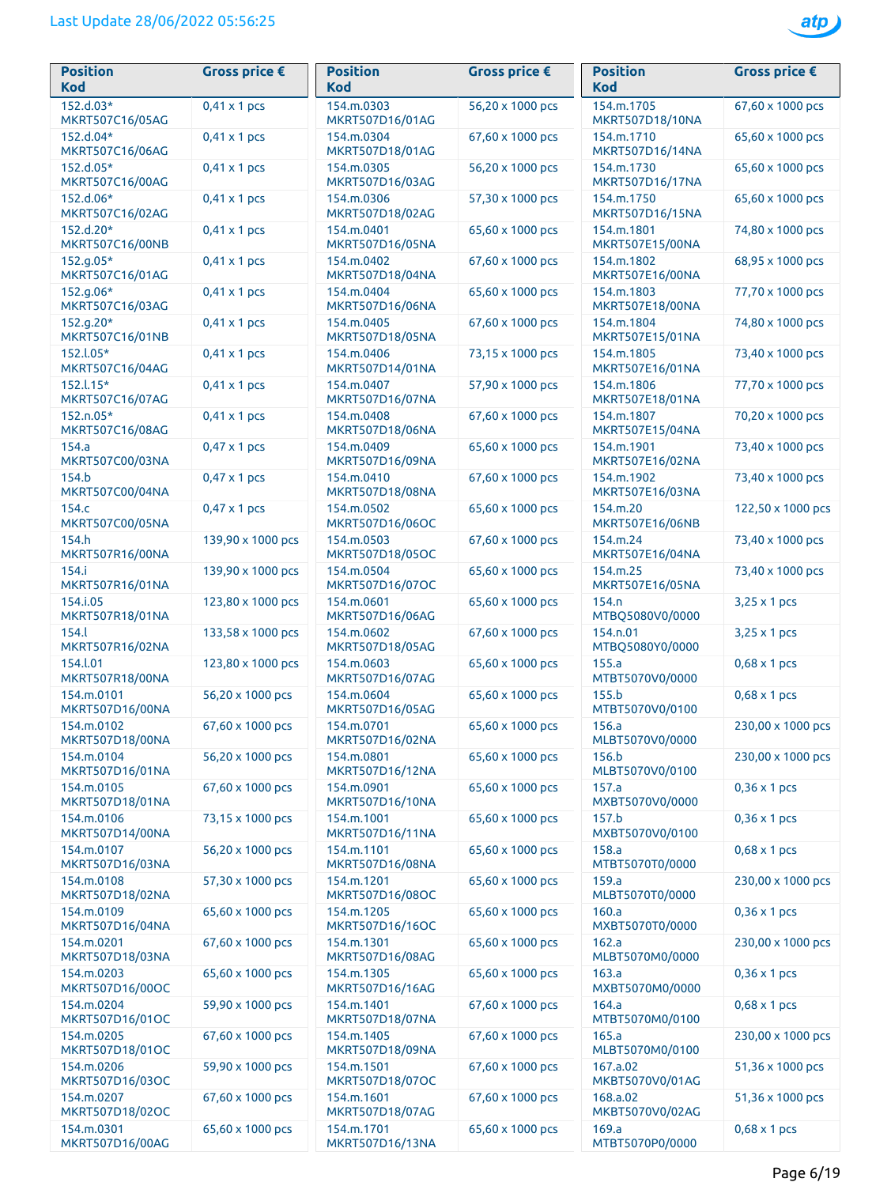Last Update 28/06/2022 05:56:25

| Position Kod | Gross price € |
|---|---|
| 152.d.03* MKRT507C16/05AG | 0,41 x 1 pcs |
| 152.d.04* MKRT507C16/06AG | 0,41 x 1 pcs |
| 152.d.05* MKRT507C16/00AG | 0,41 x 1 pcs |
| 152.d.06* MKRT507C16/02AG | 0,41 x 1 pcs |
| 152.d.20* MKRT507C16/00NB | 0,41 x 1 pcs |
| 152.g.05* MKRT507C16/01AG | 0,41 x 1 pcs |
| 152.g.06* MKRT507C16/03AG | 0,41 x 1 pcs |
| 152.g.20* MKRT507C16/01NB | 0,41 x 1 pcs |
| 152.l.05* MKRT507C16/04AG | 0,41 x 1 pcs |
| 152.l.15* MKRT507C16/07AG | 0,41 x 1 pcs |
| 152.n.05* MKRT507C16/08AG | 0,41 x 1 pcs |
| 154.a MKRT507C00/03NA | 0,47 x 1 pcs |
| 154.b MKRT507C00/04NA | 0,47 x 1 pcs |
| 154.c MKRT507C00/05NA | 0,47 x 1 pcs |
| 154.h MKRT507R16/00NA | 139,90 x 1000 pcs |
| 154.i MKRT507R16/01NA | 139,90 x 1000 pcs |
| 154.i.05 MKRT507R18/01NA | 123,80 x 1000 pcs |
| 154.l MKRT507R16/02NA | 133,58 x 1000 pcs |
| 154.l.01 MKRT507R18/00NA | 123,80 x 1000 pcs |
| 154.m.0101 MKRT507D16/00NA | 56,20 x 1000 pcs |
| 154.m.0102 MKRT507D18/00NA | 67,60 x 1000 pcs |
| 154.m.0104 MKRT507D16/01NA | 56,20 x 1000 pcs |
| 154.m.0105 MKRT507D18/01NA | 67,60 x 1000 pcs |
| 154.m.0106 MKRT507D14/00NA | 73,15 x 1000 pcs |
| 154.m.0107 MKRT507D16/03NA | 56,20 x 1000 pcs |
| 154.m.0108 MKRT507D18/02NA | 57,30 x 1000 pcs |
| 154.m.0109 MKRT507D16/04NA | 65,60 x 1000 pcs |
| 154.m.0201 MKRT507D18/03NA | 67,60 x 1000 pcs |
| 154.m.0203 MKRT507D16/00OC | 65,60 x 1000 pcs |
| 154.m.0204 MKRT507D16/01OC | 59,90 x 1000 pcs |
| 154.m.0205 MKRT507D18/01OC | 67,60 x 1000 pcs |
| 154.m.0206 MKRT507D16/03OC | 59,90 x 1000 pcs |
| 154.m.0207 MKRT507D18/02OC | 67,60 x 1000 pcs |
| 154.m.0301 MKRT507D16/00AG | 65,60 x 1000 pcs |
| 154.m.0303 MKRT507D16/01AG | 56,20 x 1000 pcs |
| 154.m.0304 MKRT507D18/01AG | 67,60 x 1000 pcs |
| 154.m.0305 MKRT507D16/03AG | 56,20 x 1000 pcs |
| 154.m.0306 MKRT507D18/02AG | 57,30 x 1000 pcs |
| 154.m.0401 MKRT507D16/05NA | 65,60 x 1000 pcs |
| 154.m.0402 MKRT507D18/04NA | 67,60 x 1000 pcs |
| 154.m.0404 MKRT507D16/06NA | 65,60 x 1000 pcs |
| 154.m.0405 MKRT507D18/05NA | 67,60 x 1000 pcs |
| 154.m.0406 MKRT507D14/01NA | 73,15 x 1000 pcs |
| 154.m.0407 MKRT507D16/07NA | 57,90 x 1000 pcs |
| 154.m.0408 MKRT507D18/06NA | 67,60 x 1000 pcs |
| 154.m.0409 MKRT507D16/09NA | 65,60 x 1000 pcs |
| 154.m.0410 MKRT507D18/08NA | 67,60 x 1000 pcs |
| 154.m.0502 MKRT507D16/06OC | 65,60 x 1000 pcs |
| 154.m.0503 MKRT507D18/05OC | 67,60 x 1000 pcs |
| 154.m.0504 MKRT507D16/07OC | 65,60 x 1000 pcs |
| 154.m.0601 MKRT507D16/06AG | 65,60 x 1000 pcs |
| 154.m.0602 MKRT507D18/05AG | 67,60 x 1000 pcs |
| 154.m.0603 MKRT507D16/07AG | 65,60 x 1000 pcs |
| 154.m.0604 MKRT507D16/05AG | 65,60 x 1000 pcs |
| 154.m.0701 MKRT507D16/02NA | 65,60 x 1000 pcs |
| 154.m.0801 MKRT507D16/12NA | 65,60 x 1000 pcs |
| 154.m.0901 MKRT507D16/10NA | 65,60 x 1000 pcs |
| 154.m.1001 MKRT507D16/11NA | 65,60 x 1000 pcs |
| 154.m.1101 MKRT507D16/08NA | 65,60 x 1000 pcs |
| 154.m.1201 MKRT507D16/08OC | 65,60 x 1000 pcs |
| 154.m.1205 MKRT507D16/16OC | 65,60 x 1000 pcs |
| 154.m.1301 MKRT507D16/08AG | 65,60 x 1000 pcs |
| 154.m.1305 MKRT507D16/16AG | 65,60 x 1000 pcs |
| 154.m.1401 MKRT507D18/07NA | 67,60 x 1000 pcs |
| 154.m.1405 MKRT507D18/09NA | 67,60 x 1000 pcs |
| 154.m.1501 MKRT507D18/07OC | 67,60 x 1000 pcs |
| 154.m.1601 MKRT507D18/07AG | 67,60 x 1000 pcs |
| 154.m.1701 MKRT507D16/13NA | 65,60 x 1000 pcs |
| 154.m.1705 MKRT507D18/10NA | 67,60 x 1000 pcs |
| 154.m.1710 MKRT507D16/14NA | 65,60 x 1000 pcs |
| 154.m.1730 MKRT507D16/17NA | 65,60 x 1000 pcs |
| 154.m.1750 MKRT507D16/15NA | 65,60 x 1000 pcs |
| 154.m.1801 MKRT507E15/00NA | 74,80 x 1000 pcs |
| 154.m.1802 MKRT507E16/00NA | 68,95 x 1000 pcs |
| 154.m.1803 MKRT507E18/00NA | 77,70 x 1000 pcs |
| 154.m.1804 MKRT507E15/01NA | 74,80 x 1000 pcs |
| 154.m.1805 MKRT507E16/01NA | 73,40 x 1000 pcs |
| 154.m.1806 MKRT507E18/01NA | 77,70 x 1000 pcs |
| 154.m.1807 MKRT507E15/04NA | 70,20 x 1000 pcs |
| 154.m.1901 MKRT507E16/02NA | 73,40 x 1000 pcs |
| 154.m.1902 MKRT507E16/03NA | 73,40 x 1000 pcs |
| 154.m.20 MKRT507E16/06NB | 122,50 x 1000 pcs |
| 154.m.24 MKRT507E16/04NA | 73,40 x 1000 pcs |
| 154.m.25 MKRT507E16/05NA | 73,40 x 1000 pcs |
| 154.n MTBQ5080V0/0000 | 3,25 x 1 pcs |
| 154.n.01 MTBQ5080Y0/0000 | 3,25 x 1 pcs |
| 155.a MTBT5070V0/0000 | 0,68 x 1 pcs |
| 155.b MTBT5070V0/0100 | 0,68 x 1 pcs |
| 156.a MLBT5070V0/0000 | 230,00 x 1000 pcs |
| 156.b MLBT5070V0/0100 | 230,00 x 1000 pcs |
| 157.a MXBT5070V0/0000 | 0,36 x 1 pcs |
| 157.b MXBT5070V0/0100 | 0,36 x 1 pcs |
| 158.a MTBT5070T0/0000 | 0,68 x 1 pcs |
| 159.a MLBT5070T0/0000 | 230,00 x 1000 pcs |
| 160.a MXBT5070T0/0000 | 0,36 x 1 pcs |
| 162.a MLBT5070M0/0000 | 230,00 x 1000 pcs |
| 163.a MXBT5070M0/0000 | 0,36 x 1 pcs |
| 164.a MTBT5070M0/0100 | 0,68 x 1 pcs |
| 165.a MLBT5070M0/0100 | 230,00 x 1000 pcs |
| 167.a.02 MKBT5070V0/01AG | 51,36 x 1000 pcs |
| 168.a.02 MKBT5070V0/02AG | 51,36 x 1000 pcs |
| 169.a MTBT5070P0/0000 | 0,68 x 1 pcs |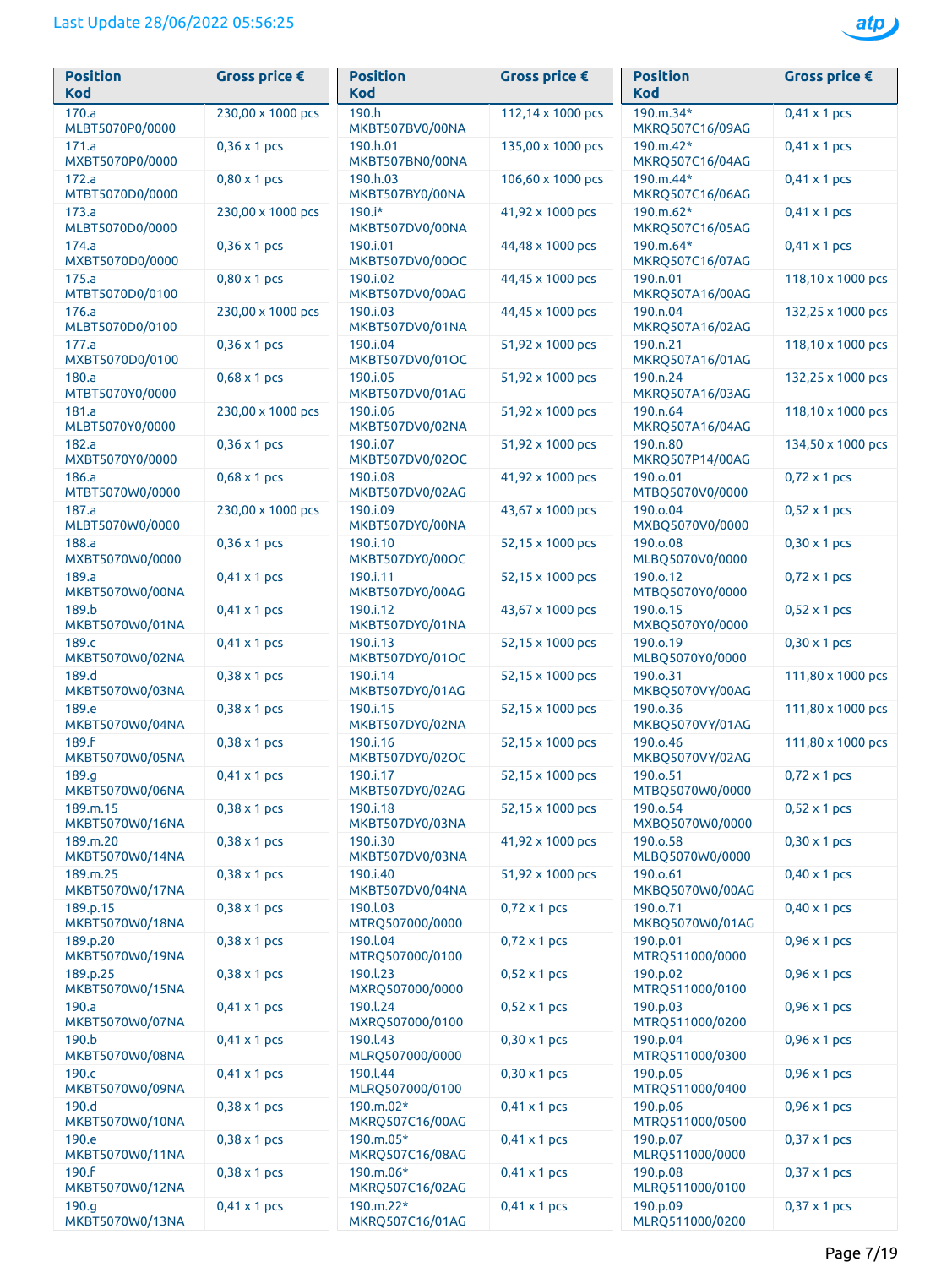Last Update 28/06/2022 05:56:25

| Position<br>Kod | Gross price € |
|---|---|
| 170.a<br>MLBT5070P0/0000 | 230,00 x 1000 pcs |
| 171.a<br>MXBT5070P0/0000 | 0,36 x 1 pcs |
| 172.a<br>MTBT5070D0/0000 | 0,80 x 1 pcs |
| 173.a<br>MLBT5070D0/0000 | 230,00 x 1000 pcs |
| 174.a<br>MXBT5070D0/0000 | 0,36 x 1 pcs |
| 175.a<br>MTBT5070D0/0100 | 0,80 x 1 pcs |
| 176.a<br>MLBT5070D0/0100 | 230,00 x 1000 pcs |
| 177.a<br>MXBT5070D0/0100 | 0,36 x 1 pcs |
| 180.a<br>MTBT5070Y0/0000 | 0,68 x 1 pcs |
| 181.a<br>MLBT5070Y0/0000 | 230,00 x 1000 pcs |
| 182.a<br>MXBT5070Y0/0000 | 0,36 x 1 pcs |
| 186.a<br>MTBT5070W0/0000 | 0,68 x 1 pcs |
| 187.a<br>MLBT5070W0/0000 | 230,00 x 1000 pcs |
| 188.a<br>MXBT5070W0/0000 | 0,36 x 1 pcs |
| 189.a<br>MKBT5070W0/00NA | 0,41 x 1 pcs |
| 189.b<br>MKBT5070W0/01NA | 0,41 x 1 pcs |
| 189.c<br>MKBT5070W0/02NA | 0,41 x 1 pcs |
| 189.d<br>MKBT5070W0/03NA | 0,38 x 1 pcs |
| 189.e<br>MKBT5070W0/04NA | 0,38 x 1 pcs |
| 189.f<br>MKBT5070W0/05NA | 0,38 x 1 pcs |
| 189.g<br>MKBT5070W0/06NA | 0,41 x 1 pcs |
| 189.m.15<br>MKBT5070W0/16NA | 0,38 x 1 pcs |
| 189.m.20<br>MKBT5070W0/14NA | 0,38 x 1 pcs |
| 189.m.25<br>MKBT5070W0/17NA | 0,38 x 1 pcs |
| 189.p.15<br>MKBT5070W0/18NA | 0,38 x 1 pcs |
| 189.p.20<br>MKBT5070W0/19NA | 0,38 x 1 pcs |
| 189.p.25<br>MKBT5070W0/15NA | 0,38 x 1 pcs |
| 190.a<br>MKBT5070W0/07NA | 0,41 x 1 pcs |
| 190.b<br>MKBT5070W0/08NA | 0,41 x 1 pcs |
| 190.c<br>MKBT5070W0/09NA | 0,41 x 1 pcs |
| 190.d<br>MKBT5070W0/10NA | 0,38 x 1 pcs |
| 190.e<br>MKBT5070W0/11NA | 0,38 x 1 pcs |
| 190.f<br>MKBT5070W0/12NA | 0,38 x 1 pcs |
| 190.g<br>MKBT5070W0/13NA | 0,41 x 1 pcs |
| 190.h<br>MKBT507BV0/00NA | 112,14 x 1000 pcs |
| 190.h.01<br>MKBT507BN0/00NA | 135,00 x 1000 pcs |
| 190.h.03<br>MKBT507BY0/00NA | 106,60 x 1000 pcs |
| 190.i*<br>MKBT507DV0/00NA | 41,92 x 1000 pcs |
| 190.i.01<br>MKBT507DV0/00OC | 44,48 x 1000 pcs |
| 190.i.02<br>MKBT507DV0/00AG | 44,45 x 1000 pcs |
| 190.i.03<br>MKBT507DV0/01NA | 44,45 x 1000 pcs |
| 190.i.04<br>MKBT507DV0/01OC | 51,92 x 1000 pcs |
| 190.i.05<br>MKBT507DV0/01AG | 51,92 x 1000 pcs |
| 190.i.06<br>MKBT507DV0/02NA | 51,92 x 1000 pcs |
| 190.i.07<br>MKBT507DV0/02OC | 51,92 x 1000 pcs |
| 190.i.08<br>MKBT507DV0/02AG | 41,92 x 1000 pcs |
| 190.i.09<br>MKBT507DY0/00NA | 43,67 x 1000 pcs |
| 190.i.10<br>MKBT507DY0/00OC | 52,15 x 1000 pcs |
| 190.i.11<br>MKBT507DY0/00AG | 52,15 x 1000 pcs |
| 190.i.12<br>MKBT507DY0/01NA | 43,67 x 1000 pcs |
| 190.i.13<br>MKBT507DY0/01OC | 52,15 x 1000 pcs |
| 190.i.14<br>MKBT507DY0/01AG | 52,15 x 1000 pcs |
| 190.i.15<br>MKBT507DY0/02NA | 52,15 x 1000 pcs |
| 190.i.16<br>MKBT507DY0/02OC | 52,15 x 1000 pcs |
| 190.i.17<br>MKBT507DY0/02AG | 52,15 x 1000 pcs |
| 190.i.18<br>MKBT507DY0/03NA | 52,15 x 1000 pcs |
| 190.i.30<br>MKBT507DV0/03NA | 41,92 x 1000 pcs |
| 190.i.40<br>MKBT507DV0/04NA | 51,92 x 1000 pcs |
| 190.l.03<br>MTRQ507000/0000 | 0,72 x 1 pcs |
| 190.l.04<br>MTRQ507000/0100 | 0,72 x 1 pcs |
| 190.l.23<br>MXRQ507000/0000 | 0,52 x 1 pcs |
| 190.l.24<br>MXRQ507000/0100 | 0,52 x 1 pcs |
| 190.l.43<br>MLRQ507000/0000 | 0,30 x 1 pcs |
| 190.l.44<br>MLRQ507000/0100 | 0,30 x 1 pcs |
| 190.m.02*<br>MKRQ507C16/00AG | 0,41 x 1 pcs |
| 190.m.05*<br>MKRQ507C16/08AG | 0,41 x 1 pcs |
| 190.m.06*<br>MKRQ507C16/02AG | 0,41 x 1 pcs |
| 190.m.22*<br>MKRQ507C16/01AG | 0,41 x 1 pcs |
| 190.m.34*<br>MKRQ507C16/09AG | 0,41 x 1 pcs |
| 190.m.42*<br>MKRQ507C16/04AG | 0,41 x 1 pcs |
| 190.m.44*<br>MKRQ507C16/06AG | 0,41 x 1 pcs |
| 190.m.62*<br>MKRQ507C16/05AG | 0,41 x 1 pcs |
| 190.m.64*<br>MKRQ507C16/07AG | 0,41 x 1 pcs |
| 190.n.01<br>MKRQ507A16/00AG | 118,10 x 1000 pcs |
| 190.n.04<br>MKRQ507A16/02AG | 132,25 x 1000 pcs |
| 190.n.21<br>MKRQ507A16/01AG | 118,10 x 1000 pcs |
| 190.n.24<br>MKRQ507A16/03AG | 132,25 x 1000 pcs |
| 190.n.64<br>MKRQ507A16/04AG | 118,10 x 1000 pcs |
| 190.n.80<br>MKRQ507P14/00AG | 134,50 x 1000 pcs |
| 190.o.01<br>MTBQ5070V0/0000 | 0,72 x 1 pcs |
| 190.o.04<br>MXBQ5070V0/0000 | 0,52 x 1 pcs |
| 190.o.08<br>MLBQ5070V0/0000 | 0,30 x 1 pcs |
| 190.o.12<br>MTBQ5070Y0/0000 | 0,72 x 1 pcs |
| 190.o.15<br>MXBQ5070Y0/0000 | 0,52 x 1 pcs |
| 190.o.19<br>MLBQ5070Y0/0000 | 0,30 x 1 pcs |
| 190.o.31<br>MKBQ5070VY/00AG | 111,80 x 1000 pcs |
| 190.o.36<br>MKBQ5070VY/01AG | 111,80 x 1000 pcs |
| 190.o.46<br>MKBQ5070VY/02AG | 111,80 x 1000 pcs |
| 190.o.51<br>MTBQ5070W0/0000 | 0,72 x 1 pcs |
| 190.o.54<br>MXBQ5070W0/0000 | 0,52 x 1 pcs |
| 190.o.58<br>MLBQ5070W0/0000 | 0,30 x 1 pcs |
| 190.o.61<br>MKBQ5070W0/00AG | 0,40 x 1 pcs |
| 190.o.71<br>MKBQ5070W0/01AG | 0,40 x 1 pcs |
| 190.p.01<br>MTRQ511000/0000 | 0,96 x 1 pcs |
| 190.p.02<br>MTRQ511000/0100 | 0,96 x 1 pcs |
| 190.p.03<br>MTRQ511000/0200 | 0,96 x 1 pcs |
| 190.p.04<br>MTRQ511000/0300 | 0,96 x 1 pcs |
| 190.p.05<br>MTRQ511000/0400 | 0,96 x 1 pcs |
| 190.p.06<br>MTRQ511000/0500 | 0,96 x 1 pcs |
| 190.p.07<br>MLRQ511000/0000 | 0,37 x 1 pcs |
| 190.p.08<br>MLRQ511000/0100 | 0,37 x 1 pcs |
| 190.p.09<br>MLRQ511000/0200 | 0,37 x 1 pcs |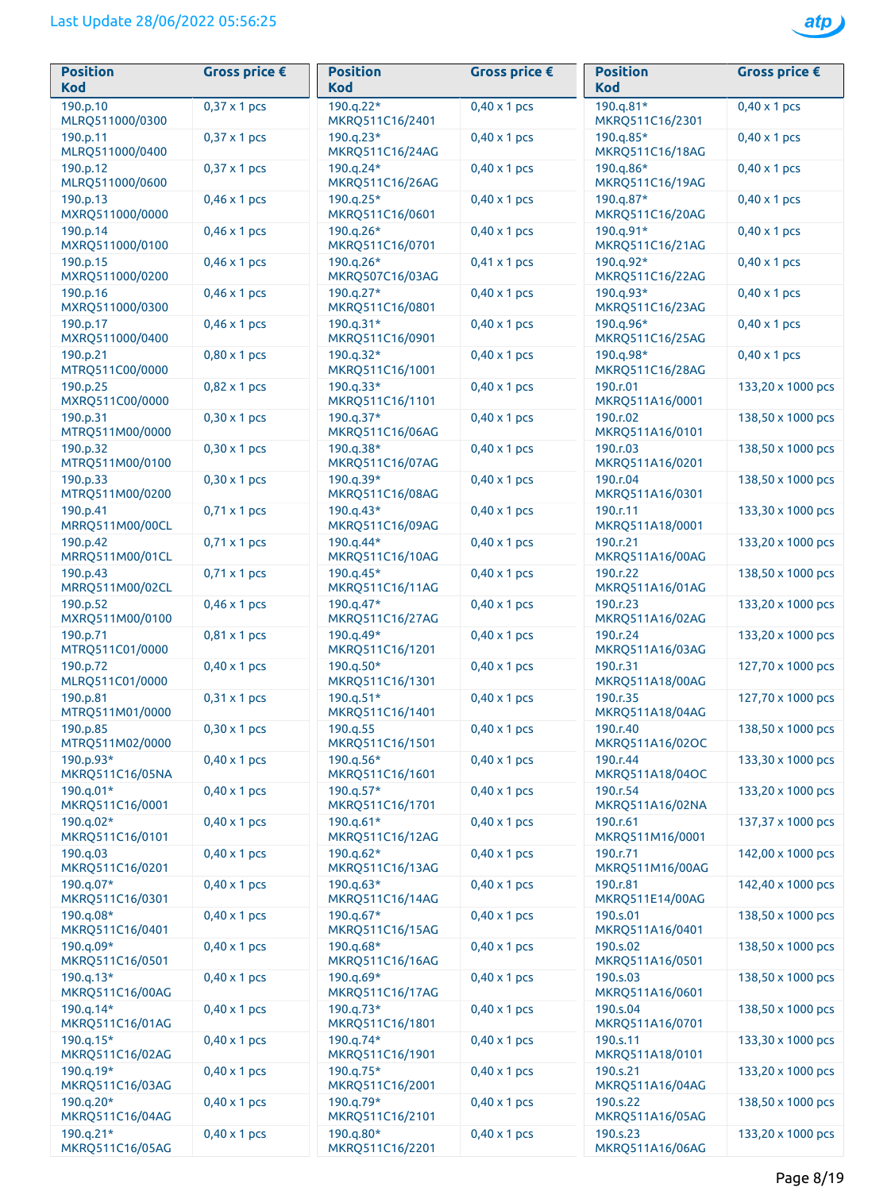Last Update 28/06/2022 05:56:25

| Position Kod | Gross price € |
|---|---|
| 190.p.10 MLRQ511000/0300 | 0,37 x 1 pcs |
| 190.p.11 MLRQ511000/0400 | 0,37 x 1 pcs |
| 190.p.12 MLRQ511000/0600 | 0,37 x 1 pcs |
| 190.p.13 MXRQ511000/0000 | 0,46 x 1 pcs |
| 190.p.14 MXRQ511000/0100 | 0,46 x 1 pcs |
| 190.p.15 MXRQ511000/0200 | 0,46 x 1 pcs |
| 190.p.16 MXRQ511000/0300 | 0,46 x 1 pcs |
| 190.p.17 MXRQ511000/0400 | 0,46 x 1 pcs |
| 190.p.21 MTRQ511C00/0000 | 0,80 x 1 pcs |
| 190.p.25 MXRQ511C00/0000 | 0,82 x 1 pcs |
| 190.p.31 MTRQ511M00/0000 | 0,30 x 1 pcs |
| 190.p.32 MTRQ511M00/0100 | 0,30 x 1 pcs |
| 190.p.33 MTRQ511M00/0200 | 0,30 x 1 pcs |
| 190.p.41 MRRQ511M00/00CL | 0,71 x 1 pcs |
| 190.p.42 MRRQ511M00/01CL | 0,71 x 1 pcs |
| 190.p.43 MRRQ511M00/02CL | 0,71 x 1 pcs |
| 190.p.52 MXRQ511M00/0100 | 0,46 x 1 pcs |
| 190.p.71 MTRQ511C01/0000 | 0,81 x 1 pcs |
| 190.p.72 MLRQ511C01/0000 | 0,40 x 1 pcs |
| 190.p.81 MTRQ511M01/0000 | 0,31 x 1 pcs |
| 190.p.85 MTRQ511M02/0000 | 0,30 x 1 pcs |
| 190.p.93* MKRQ511C16/05NA | 0,40 x 1 pcs |
| 190.q.01* MKRQ511C16/0001 | 0,40 x 1 pcs |
| 190.q.02* MKRQ511C16/0101 | 0,40 x 1 pcs |
| 190.q.03 MKRQ511C16/0201 | 0,40 x 1 pcs |
| 190.q.07* MKRQ511C16/0301 | 0,40 x 1 pcs |
| 190.q.08* MKRQ511C16/0401 | 0,40 x 1 pcs |
| 190.q.09* MKRQ511C16/0501 | 0,40 x 1 pcs |
| 190.q.13* MKRQ511C16/00AG | 0,40 x 1 pcs |
| 190.q.14* MKRQ511C16/01AG | 0,40 x 1 pcs |
| 190.q.15* MKRQ511C16/02AG | 0,40 x 1 pcs |
| 190.q.19* MKRQ511C16/03AG | 0,40 x 1 pcs |
| 190.q.20* MKRQ511C16/04AG | 0,40 x 1 pcs |
| 190.q.21* MKRQ511C16/05AG | 0,40 x 1 pcs |
| 190.q.22* MKRQ511C16/2401 | 0,40 x 1 pcs |
| 190.q.23* MKRQ511C16/24AG | 0,40 x 1 pcs |
| 190.q.24* MKRQ511C16/26AG | 0,40 x 1 pcs |
| 190.q.25* MKRQ511C16/0601 | 0,40 x 1 pcs |
| 190.q.26* MKRQ511C16/0701 | 0,40 x 1 pcs |
| 190.q.26* MKRQ507C16/03AG | 0,41 x 1 pcs |
| 190.q.27* MKRQ511C16/0801 | 0,40 x 1 pcs |
| 190.q.31* MKRQ511C16/0901 | 0,40 x 1 pcs |
| 190.q.32* MKRQ511C16/1001 | 0,40 x 1 pcs |
| 190.q.33* MKRQ511C16/1101 | 0,40 x 1 pcs |
| 190.q.37* MKRQ511C16/06AG | 0,40 x 1 pcs |
| 190.q.38* MKRQ511C16/07AG | 0,40 x 1 pcs |
| 190.q.39* MKRQ511C16/08AG | 0,40 x 1 pcs |
| 190.q.43* MKRQ511C16/09AG | 0,40 x 1 pcs |
| 190.q.44* MKRQ511C16/10AG | 0,40 x 1 pcs |
| 190.q.45* MKRQ511C16/11AG | 0,40 x 1 pcs |
| 190.q.47* MKRQ511C16/27AG | 0,40 x 1 pcs |
| 190.q.49* MKRQ511C16/1201 | 0,40 x 1 pcs |
| 190.q.50* MKRQ511C16/1301 | 0,40 x 1 pcs |
| 190.q.51* MKRQ511C16/1401 | 0,40 x 1 pcs |
| 190.q.55 MKRQ511C16/1501 | 0,40 x 1 pcs |
| 190.q.56* MKRQ511C16/1601 | 0,40 x 1 pcs |
| 190.q.57* MKRQ511C16/1701 | 0,40 x 1 pcs |
| 190.q.61* MKRQ511C16/12AG | 0,40 x 1 pcs |
| 190.q.62* MKRQ511C16/13AG | 0,40 x 1 pcs |
| 190.q.63* MKRQ511C16/14AG | 0,40 x 1 pcs |
| 190.q.67* MKRQ511C16/15AG | 0,40 x 1 pcs |
| 190.q.68* MKRQ511C16/16AG | 0,40 x 1 pcs |
| 190.q.69* MKRQ511C16/17AG | 0,40 x 1 pcs |
| 190.q.73* MKRQ511C16/1801 | 0,40 x 1 pcs |
| 190.q.74* MKRQ511C16/1901 | 0,40 x 1 pcs |
| 190.q.75* MKRQ511C16/2001 | 0,40 x 1 pcs |
| 190.q.79* MKRQ511C16/2101 | 0,40 x 1 pcs |
| 190.q.80* MKRQ511C16/2201 | 0,40 x 1 pcs |
| 190.q.81* MKRQ511C16/2301 | 0,40 x 1 pcs |
| 190.q.85* MKRQ511C16/18AG | 0,40 x 1 pcs |
| 190.q.86* MKRQ511C16/19AG | 0,40 x 1 pcs |
| 190.q.87* MKRQ511C16/20AG | 0,40 x 1 pcs |
| 190.q.91* MKRQ511C16/21AG | 0,40 x 1 pcs |
| 190.q.92* MKRQ511C16/22AG | 0,40 x 1 pcs |
| 190.q.93* MKRQ511C16/23AG | 0,40 x 1 pcs |
| 190.q.96* MKRQ511C16/25AG | 0,40 x 1 pcs |
| 190.q.98* MKRQ511C16/28AG | 0,40 x 1 pcs |
| 190.r.01 MKRQ511A16/0001 | 133,20 x 1000 pcs |
| 190.r.02 MKRQ511A16/0101 | 138,50 x 1000 pcs |
| 190.r.03 MKRQ511A16/0201 | 138,50 x 1000 pcs |
| 190.r.04 MKRQ511A16/0301 | 138,50 x 1000 pcs |
| 190.r.11 MKRQ511A18/0001 | 133,30 x 1000 pcs |
| 190.r.21 MKRQ511A16/00AG | 133,20 x 1000 pcs |
| 190.r.22 MKRQ511A16/01AG | 138,50 x 1000 pcs |
| 190.r.23 MKRQ511A16/02AG | 133,20 x 1000 pcs |
| 190.r.24 MKRQ511A16/03AG | 133,20 x 1000 pcs |
| 190.r.31 MKRQ511A18/00AG | 127,70 x 1000 pcs |
| 190.r.35 MKRQ511A18/04AG | 127,70 x 1000 pcs |
| 190.r.40 MKRQ511A16/02OC | 138,50 x 1000 pcs |
| 190.r.44 MKRQ511A18/04OC | 133,30 x 1000 pcs |
| 190.r.54 MKRQ511A16/02NA | 133,20 x 1000 pcs |
| 190.r.61 MKRQ511M16/0001 | 137,37 x 1000 pcs |
| 190.r.71 MKRQ511M16/00AG | 142,00 x 1000 pcs |
| 190.r.81 MKRQ511E14/00AG | 142,40 x 1000 pcs |
| 190.s.01 MKRQ511A16/0401 | 138,50 x 1000 pcs |
| 190.s.02 MKRQ511A16/0501 | 138,50 x 1000 pcs |
| 190.s.03 MKRQ511A16/0601 | 138,50 x 1000 pcs |
| 190.s.04 MKRQ511A16/0701 | 138,50 x 1000 pcs |
| 190.s.11 MKRQ511A18/0101 | 133,30 x 1000 pcs |
| 190.s.21 MKRQ511A16/04AG | 133,20 x 1000 pcs |
| 190.s.22 MKRQ511A16/05AG | 138,50 x 1000 pcs |
| 190.s.23 MKRQ511A16/06AG | 133,20 x 1000 pcs |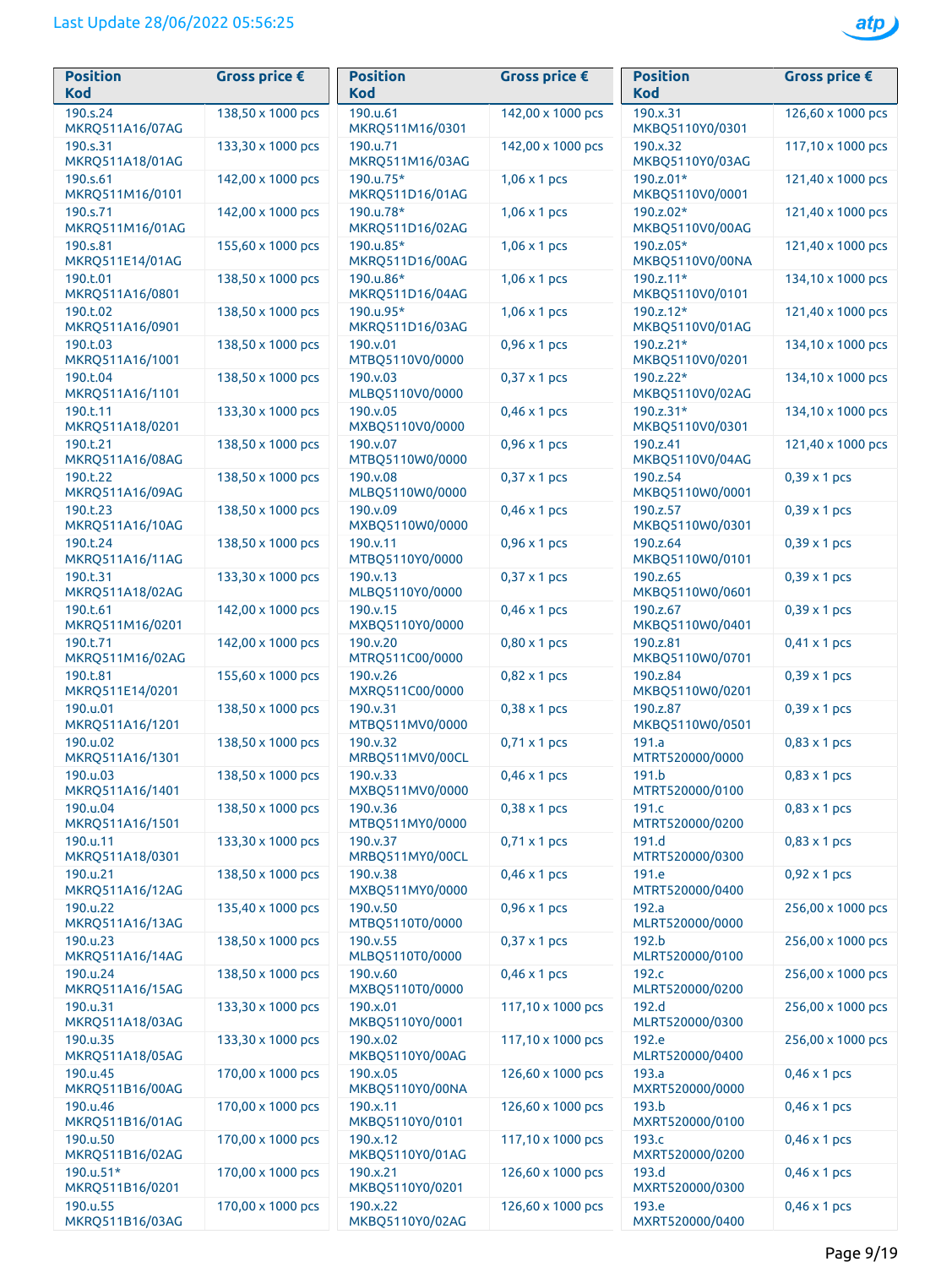Last Update 28/06/2022 05:56:25

| Position Kod | Gross price € |
|---|---|
| 190.s.24 MKRQ511A16/07AG | 138,50 x 1000 pcs |
| 190.s.31 MKRQ511A18/01AG | 133,30 x 1000 pcs |
| 190.s.61 MKRQ511M16/0101 | 142,00 x 1000 pcs |
| 190.s.71 MKRQ511M16/01AG | 142,00 x 1000 pcs |
| 190.s.81 MKRQ511E14/01AG | 155,60 x 1000 pcs |
| 190.t.01 MKRQ511A16/0801 | 138,50 x 1000 pcs |
| 190.t.02 MKRQ511A16/0901 | 138,50 x 1000 pcs |
| 190.t.03 MKRQ511A16/1001 | 138,50 x 1000 pcs |
| 190.t.04 MKRQ511A16/1101 | 138,50 x 1000 pcs |
| 190.t.11 MKRQ511A18/0201 | 133,30 x 1000 pcs |
| 190.t.21 MKRQ511A16/08AG | 138,50 x 1000 pcs |
| 190.t.22 MKRQ511A16/09AG | 138,50 x 1000 pcs |
| 190.t.23 MKRQ511A16/10AG | 138,50 x 1000 pcs |
| 190.t.24 MKRQ511A16/11AG | 138,50 x 1000 pcs |
| 190.t.31 MKRQ511A18/02AG | 133,30 x 1000 pcs |
| 190.t.61 MKRQ511M16/0201 | 142,00 x 1000 pcs |
| 190.t.71 MKRQ511M16/02AG | 142,00 x 1000 pcs |
| 190.t.81 MKRQ511E14/0201 | 155,60 x 1000 pcs |
| 190.u.01 MKRQ511A16/1201 | 138,50 x 1000 pcs |
| 190.u.02 MKRQ511A16/1301 | 138,50 x 1000 pcs |
| 190.u.03 MKRQ511A16/1401 | 138,50 x 1000 pcs |
| 190.u.04 MKRQ511A16/1501 | 138,50 x 1000 pcs |
| 190.u.11 MKRQ511A18/0301 | 133,30 x 1000 pcs |
| 190.u.21 MKRQ511A16/12AG | 138,50 x 1000 pcs |
| 190.u.22 MKRQ511A16/13AG | 135,40 x 1000 pcs |
| 190.u.23 MKRQ511A16/14AG | 138,50 x 1000 pcs |
| 190.u.24 MKRQ511A16/15AG | 138,50 x 1000 pcs |
| 190.u.31 MKRQ511A18/03AG | 133,30 x 1000 pcs |
| 190.u.35 MKRQ511A18/05AG | 133,30 x 1000 pcs |
| 190.u.45 MKRQ511B16/00AG | 170,00 x 1000 pcs |
| 190.u.46 MKRQ511B16/01AG | 170,00 x 1000 pcs |
| 190.u.50 MKRQ511B16/02AG | 170,00 x 1000 pcs |
| 190.u.51* MKRQ511B16/0201 | 170,00 x 1000 pcs |
| 190.u.55 MKRQ511B16/03AG | 170,00 x 1000 pcs |
| 190.u.61 MKRQ511M16/0301 | 142,00 x 1000 pcs |
| 190.u.71 MKRQ511M16/03AG | 142,00 x 1000 pcs |
| 190.u.75* MKRQ511D16/01AG | 1,06 x 1 pcs |
| 190.u.78* MKRQ511D16/02AG | 1,06 x 1 pcs |
| 190.u.85* MKRQ511D16/00AG | 1,06 x 1 pcs |
| 190.u.86* MKRQ511D16/04AG | 1,06 x 1 pcs |
| 190.u.95* MKRQ511D16/03AG | 1,06 x 1 pcs |
| 190.v.01 MTBQ5110V0/0000 | 0,96 x 1 pcs |
| 190.v.03 MLBQ5110V0/0000 | 0,37 x 1 pcs |
| 190.v.05 MXBQ5110V0/0000 | 0,46 x 1 pcs |
| 190.v.07 MTBQ5110W0/0000 | 0,96 x 1 pcs |
| 190.v.08 MLBQ5110W0/0000 | 0,37 x 1 pcs |
| 190.v.09 MXBQ5110W0/0000 | 0,46 x 1 pcs |
| 190.v.11 MTBQ5110Y0/0000 | 0,96 x 1 pcs |
| 190.v.13 MLBQ5110Y0/0000 | 0,37 x 1 pcs |
| 190.v.15 MXBQ5110Y0/0000 | 0,46 x 1 pcs |
| 190.v.20 MTRQ511C00/0000 | 0,80 x 1 pcs |
| 190.v.26 MXRQ511C00/0000 | 0,82 x 1 pcs |
| 190.v.31 MTBQ511MV0/0000 | 0,38 x 1 pcs |
| 190.v.32 MRBQ511MV0/00CL | 0,71 x 1 pcs |
| 190.v.33 MXBQ511MV0/0000 | 0,46 x 1 pcs |
| 190.v.36 MTBQ511MY0/0000 | 0,38 x 1 pcs |
| 190.v.37 MRBQ511MY0/00CL | 0,71 x 1 pcs |
| 190.v.38 MXBQ511MY0/0000 | 0,46 x 1 pcs |
| 190.v.50 MTBQ5110T0/0000 | 0,96 x 1 pcs |
| 190.v.55 MLBQ5110T0/0000 | 0,37 x 1 pcs |
| 190.v.60 MXBQ5110T0/0000 | 0,46 x 1 pcs |
| 190.x.01 MKBQ5110Y0/0001 | 117,10 x 1000 pcs |
| 190.x.02 MKBQ5110Y0/00AG | 117,10 x 1000 pcs |
| 190.x.05 MKBQ5110Y0/00NA | 126,60 x 1000 pcs |
| 190.x.11 MKBQ5110Y0/0101 | 126,60 x 1000 pcs |
| 190.x.12 MKBQ5110Y0/01AG | 117,10 x 1000 pcs |
| 190.x.21 MKBQ5110Y0/0201 | 126,60 x 1000 pcs |
| 190.x.22 MKBQ5110Y0/02AG | 126,60 x 1000 pcs |
| 190.x.31 MKBQ5110Y0/0301 | 126,60 x 1000 pcs |
| 190.x.32 MKBQ5110Y0/03AG | 117,10 x 1000 pcs |
| 190.z.01* MKBQ5110V0/0001 | 121,40 x 1000 pcs |
| 190.z.02* MKBQ5110V0/00AG | 121,40 x 1000 pcs |
| 190.z.05* MKBQ5110V0/00NA | 121,40 x 1000 pcs |
| 190.z.11* MKBQ5110V0/0101 | 134,10 x 1000 pcs |
| 190.z.12* MKBQ5110V0/01AG | 121,40 x 1000 pcs |
| 190.z.21* MKBQ5110V0/0201 | 134,10 x 1000 pcs |
| 190.z.22* MKBQ5110V0/02AG | 134,10 x 1000 pcs |
| 190.z.31* MKBQ5110V0/0301 | 134,10 x 1000 pcs |
| 190.z.41 MKBQ5110V0/04AG | 121,40 x 1000 pcs |
| 190.z.54 MKBQ5110W0/0001 | 0,39 x 1 pcs |
| 190.z.57 MKBQ5110W0/0301 | 0,39 x 1 pcs |
| 190.z.64 MKBQ5110W0/0101 | 0,39 x 1 pcs |
| 190.z.65 MKBQ5110W0/0601 | 0,39 x 1 pcs |
| 190.z.67 MKBQ5110W0/0401 | 0,39 x 1 pcs |
| 190.z.81 MKBQ5110W0/0701 | 0,41 x 1 pcs |
| 190.z.84 MKBQ5110W0/0201 | 0,39 x 1 pcs |
| 190.z.87 MKBQ5110W0/0501 | 0,39 x 1 pcs |
| 191.a MTRT520000/0000 | 0,83 x 1 pcs |
| 191.b MTRT520000/0100 | 0,83 x 1 pcs |
| 191.c MTRT520000/0200 | 0,83 x 1 pcs |
| 191.d MTRT520000/0300 | 0,83 x 1 pcs |
| 191.e MTRT520000/0400 | 0,92 x 1 pcs |
| 192.a MLRT520000/0000 | 256,00 x 1000 pcs |
| 192.b MLRT520000/0100 | 256,00 x 1000 pcs |
| 192.c MLRT520000/0200 | 256,00 x 1000 pcs |
| 192.d MLRT520000/0300 | 256,00 x 1000 pcs |
| 192.e MLRT520000/0400 | 256,00 x 1000 pcs |
| 193.a MXRT520000/0000 | 0,46 x 1 pcs |
| 193.b MXRT520000/0100 | 0,46 x 1 pcs |
| 193.c MXRT520000/0200 | 0,46 x 1 pcs |
| 193.d MXRT520000/0300 | 0,46 x 1 pcs |
| 193.e MXRT520000/0400 | 0,46 x 1 pcs |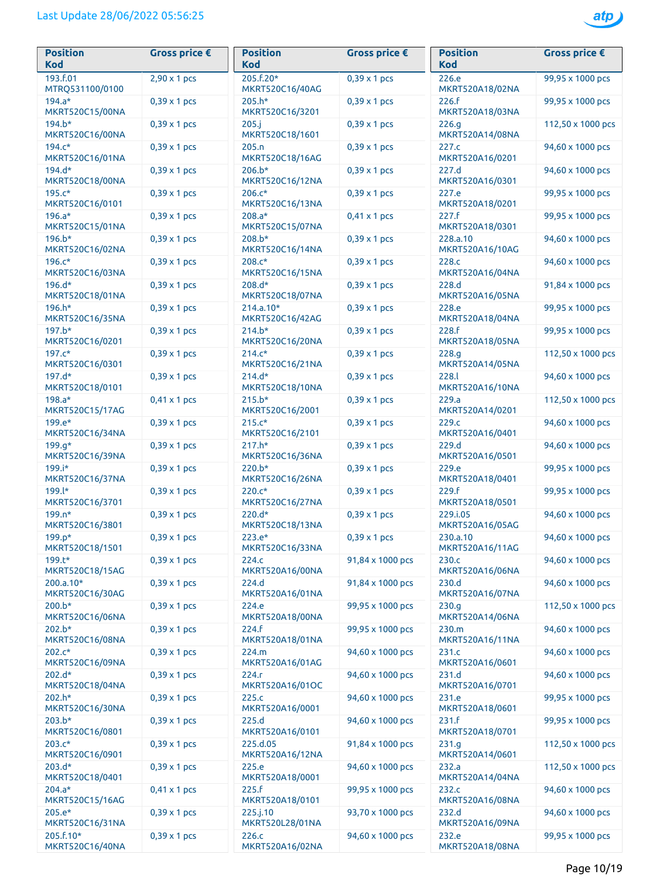Last Update 28/06/2022 05:56:25

| Position Kod | Gross price € |
|---|---|
| 193.f.01 MTRQ531100/0100 | 2,90 x 1 pcs |
| 194.a* MKRT520C15/00NA | 0,39 x 1 pcs |
| 194.b* MKRT520C16/00NA | 0,39 x 1 pcs |
| 194.c* MKRT520C16/01NA | 0,39 x 1 pcs |
| 194.d* MKRT520C18/00NA | 0,39 x 1 pcs |
| 195.c* MKRT520C16/0101 | 0,39 x 1 pcs |
| 196.a* MKRT520C15/01NA | 0,39 x 1 pcs |
| 196.b* MKRT520C16/02NA | 0,39 x 1 pcs |
| 196.c* MKRT520C16/03NA | 0,39 x 1 pcs |
| 196.d* MKRT520C18/01NA | 0,39 x 1 pcs |
| 196.h* MKRT520C16/35NA | 0,39 x 1 pcs |
| 197.b* MKRT520C16/0201 | 0,39 x 1 pcs |
| 197.c* MKRT520C16/0301 | 0,39 x 1 pcs |
| 197.d* MKRT520C18/0101 | 0,39 x 1 pcs |
| 198.a* MKRT520C15/17AG | 0,41 x 1 pcs |
| 199.e* MKRT520C16/34NA | 0,39 x 1 pcs |
| 199.g* MKRT520C16/39NA | 0,39 x 1 pcs |
| 199.i* MKRT520C16/37NA | 0,39 x 1 pcs |
| 199.l* MKRT520C16/3701 | 0,39 x 1 pcs |
| 199.n* MKRT520C16/3801 | 0,39 x 1 pcs |
| 199.p* MKRT520C18/1501 | 0,39 x 1 pcs |
| 199.t* MKRT520C18/15AG | 0,39 x 1 pcs |
| 200.a.10* MKRT520C16/30AG | 0,39 x 1 pcs |
| 200.b* MKRT520C16/06NA | 0,39 x 1 pcs |
| 202.b* MKRT520C16/08NA | 0,39 x 1 pcs |
| 202.c* MKRT520C16/09NA | 0,39 x 1 pcs |
| 202.d* MKRT520C18/04NA | 0,39 x 1 pcs |
| 202.h* MKRT520C16/30NA | 0,39 x 1 pcs |
| 203.b* MKRT520C16/0801 | 0,39 x 1 pcs |
| 203.c* MKRT520C16/0901 | 0,39 x 1 pcs |
| 203.d* MKRT520C18/0401 | 0,39 x 1 pcs |
| 204.a* MKRT520C15/16AG | 0,41 x 1 pcs |
| 205.e* MKRT520C16/31NA | 0,39 x 1 pcs |
| 205.f.10* MKRT520C16/40NA | 0,39 x 1 pcs |
| 205.f.20* MKRT520C16/40AG | 0,39 x 1 pcs |
| 205.h* MKRT520C16/3201 | 0,39 x 1 pcs |
| 205.j MKRT520C18/1601 | 0,39 x 1 pcs |
| 205.n MKRT520C18/16AG | 0,39 x 1 pcs |
| 206.b* MKRT520C16/12NA | 0,39 x 1 pcs |
| 206.c* MKRT520C16/13NA | 0,39 x 1 pcs |
| 208.a* MKRT520C15/07NA | 0,41 x 1 pcs |
| 208.b* MKRT520C16/14NA | 0,39 x 1 pcs |
| 208.c* MKRT520C16/15NA | 0,39 x 1 pcs |
| 208.d* MKRT520C18/07NA | 0,39 x 1 pcs |
| 214.a.10* MKRT520C16/42AG | 0,39 x 1 pcs |
| 214.b* MKRT520C16/20NA | 0,39 x 1 pcs |
| 214.c* MKRT520C16/21NA | 0,39 x 1 pcs |
| 214.d* MKRT520C18/10NA | 0,39 x 1 pcs |
| 215.b* MKRT520C16/2001 | 0,39 x 1 pcs |
| 215.c* MKRT520C16/2101 | 0,39 x 1 pcs |
| 217.h* MKRT520C16/36NA | 0,39 x 1 pcs |
| 220.b* MKRT520C16/26NA | 0,39 x 1 pcs |
| 220.c* MKRT520C16/27NA | 0,39 x 1 pcs |
| 220.d* MKRT520C18/13NA | 0,39 x 1 pcs |
| 223.e* MKRT520C16/33NA | 0,39 x 1 pcs |
| 224.c MKRT520A16/00NA | 91,84 x 1000 pcs |
| 224.d MKRT520A16/01NA | 91,84 x 1000 pcs |
| 224.e MKRT520A18/00NA | 99,95 x 1000 pcs |
| 224.f MKRT520A18/01NA | 99,95 x 1000 pcs |
| 224.m MKRT520A16/01AG | 94,60 x 1000 pcs |
| 224.r MKRT520A16/01OC | 94,60 x 1000 pcs |
| 225.c MKRT520A16/0001 | 94,60 x 1000 pcs |
| 225.d MKRT520A16/0101 | 94,60 x 1000 pcs |
| 225.d.05 MKRT520A16/12NA | 91,84 x 1000 pcs |
| 225.e MKRT520A18/0001 | 94,60 x 1000 pcs |
| 225.f MKRT520A18/0101 | 99,95 x 1000 pcs |
| 225.j.10 MKRT520L28/01NA | 93,70 x 1000 pcs |
| 226.c MKRT520A16/02NA | 94,60 x 1000 pcs |
| 226.e MKRT520A18/02NA | 99,95 x 1000 pcs |
| 226.f MKRT520A18/03NA | 99,95 x 1000 pcs |
| 226.g MKRT520A14/08NA | 112,50 x 1000 pcs |
| 227.c MKRT520A16/0201 | 94,60 x 1000 pcs |
| 227.d MKRT520A16/0301 | 94,60 x 1000 pcs |
| 227.e MKRT520A18/0201 | 99,95 x 1000 pcs |
| 227.f MKRT520A18/0301 | 99,95 x 1000 pcs |
| 228.a.10 MKRT520A16/10AG | 94,60 x 1000 pcs |
| 228.c MKRT520A16/04NA | 94,60 x 1000 pcs |
| 228.d MKRT520A16/05NA | 91,84 x 1000 pcs |
| 228.e MKRT520A18/04NA | 99,95 x 1000 pcs |
| 228.f MKRT520A18/05NA | 99,95 x 1000 pcs |
| 228.g MKRT520A14/05NA | 112,50 x 1000 pcs |
| 228.l MKRT520A16/10NA | 94,60 x 1000 pcs |
| 229.a MKRT520A14/0201 | 112,50 x 1000 pcs |
| 229.c MKRT520A16/0401 | 94,60 x 1000 pcs |
| 229.d MKRT520A16/0501 | 94,60 x 1000 pcs |
| 229.e MKRT520A18/0401 | 99,95 x 1000 pcs |
| 229.f MKRT520A18/0501 | 99,95 x 1000 pcs |
| 229.i.05 MKRT520A16/05AG | 94,60 x 1000 pcs |
| 230.a.10 MKRT520A16/11AG | 94,60 x 1000 pcs |
| 230.c MKRT520A16/06NA | 94,60 x 1000 pcs |
| 230.d MKRT520A16/07NA | 94,60 x 1000 pcs |
| 230.g MKRT520A14/06NA | 112,50 x 1000 pcs |
| 230.m MKRT520A16/11NA | 94,60 x 1000 pcs |
| 231.c MKRT520A16/0601 | 94,60 x 1000 pcs |
| 231.d MKRT520A16/0701 | 94,60 x 1000 pcs |
| 231.e MKRT520A18/0601 | 99,95 x 1000 pcs |
| 231.f MKRT520A18/0701 | 99,95 x 1000 pcs |
| 231.g MKRT520A14/0601 | 112,50 x 1000 pcs |
| 232.a MKRT520A14/04NA | 112,50 x 1000 pcs |
| 232.c MKRT520A16/08NA | 94,60 x 1000 pcs |
| 232.d MKRT520A16/09NA | 94,60 x 1000 pcs |
| 232.e MKRT520A18/08NA | 99,95 x 1000 pcs |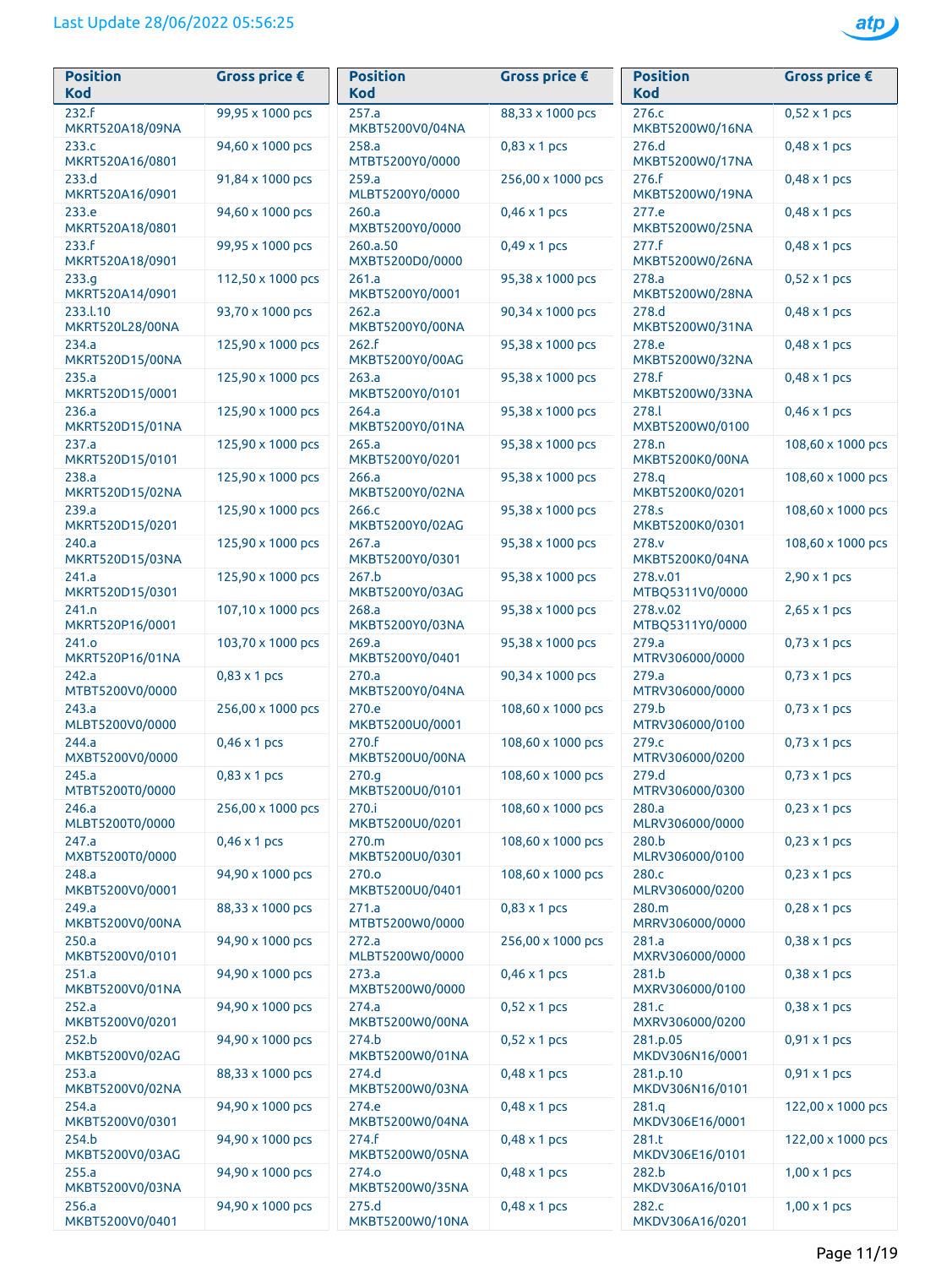Last Update 28/06/2022 05:56:25

| Position Kod | Gross price € |
|---|---|
| 232.f MKRT520A18/09NA | 99,95 x 1000 pcs |
| 233.c MKRT520A16/0801 | 94,60 x 1000 pcs |
| 233.d MKRT520A16/0901 | 91,84 x 1000 pcs |
| 233.e MKRT520A18/0801 | 94,60 x 1000 pcs |
| 233.f MKRT520A18/0901 | 99,95 x 1000 pcs |
| 233.g MKRT520A14/0901 | 112,50 x 1000 pcs |
| 233.l.10 MKRT520L28/00NA | 93,70 x 1000 pcs |
| 234.a MKRT520D15/00NA | 125,90 x 1000 pcs |
| 235.a MKRT520D15/0001 | 125,90 x 1000 pcs |
| 236.a MKRT520D15/01NA | 125,90 x 1000 pcs |
| 237.a MKRT520D15/0101 | 125,90 x 1000 pcs |
| 238.a MKRT520D15/02NA | 125,90 x 1000 pcs |
| 239.a MKRT520D15/0201 | 125,90 x 1000 pcs |
| 240.a MKRT520D15/03NA | 125,90 x 1000 pcs |
| 241.a MKRT520D15/0301 | 125,90 x 1000 pcs |
| 241.n MKRT520P16/0001 | 107,10 x 1000 pcs |
| 241.o MKRT520P16/01NA | 103,70 x 1000 pcs |
| 242.a MTBT5200V0/0000 | 0,83 x 1 pcs |
| 243.a MLBT5200V0/0000 | 256,00 x 1000 pcs |
| 244.a MXBT5200V0/0000 | 0,46 x 1 pcs |
| 245.a MTBT5200T0/0000 | 0,83 x 1 pcs |
| 246.a MLBT5200T0/0000 | 256,00 x 1000 pcs |
| 247.a MXBT5200T0/0000 | 0,46 x 1 pcs |
| 248.a MKBT5200V0/0001 | 94,90 x 1000 pcs |
| 249.a MKBT5200V0/00NA | 88,33 x 1000 pcs |
| 250.a MKBT5200V0/0101 | 94,90 x 1000 pcs |
| 251.a MKBT5200V0/01NA | 94,90 x 1000 pcs |
| 252.a MKBT5200V0/0201 | 94,90 x 1000 pcs |
| 252.b MKBT5200V0/02AG | 94,90 x 1000 pcs |
| 253.a MKBT5200V0/02NA | 88,33 x 1000 pcs |
| 254.a MKBT5200V0/0301 | 94,90 x 1000 pcs |
| 254.b MKBT5200V0/03AG | 94,90 x 1000 pcs |
| 255.a MKBT5200V0/03NA | 94,90 x 1000 pcs |
| 256.a MKBT5200V0/0401 | 94,90 x 1000 pcs |
| 257.a MKBT5200V0/04NA | 88,33 x 1000 pcs |
| 258.a MTBT5200Y0/0000 | 0,83 x 1 pcs |
| 259.a MLBT5200Y0/0000 | 256,00 x 1000 pcs |
| 260.a MXBT5200Y0/0000 | 0,46 x 1 pcs |
| 260.a.50 MXBT5200D0/0000 | 0,49 x 1 pcs |
| 261.a MKBT5200Y0/0001 | 95,38 x 1000 pcs |
| 262.a MKBT5200Y0/00NA | 90,34 x 1000 pcs |
| 262.f MKBT5200Y0/00AG | 95,38 x 1000 pcs |
| 263.a MKBT5200Y0/0101 | 95,38 x 1000 pcs |
| 264.a MKBT5200Y0/01NA | 95,38 x 1000 pcs |
| 265.a MKBT5200Y0/0201 | 95,38 x 1000 pcs |
| 266.a MKBT5200Y0/02NA | 95,38 x 1000 pcs |
| 266.c MKBT5200Y0/02AG | 95,38 x 1000 pcs |
| 267.a MKBT5200Y0/0301 | 95,38 x 1000 pcs |
| 267.b MKBT5200Y0/03AG | 95,38 x 1000 pcs |
| 268.a MKBT5200Y0/03NA | 95,38 x 1000 pcs |
| 269.a MKBT5200Y0/0401 | 95,38 x 1000 pcs |
| 270.a MKBT5200Y0/04NA | 90,34 x 1000 pcs |
| 270.e MKBT5200U0/0001 | 108,60 x 1000 pcs |
| 270.f MKBT5200U0/00NA | 108,60 x 1000 pcs |
| 270.g MKBT5200U0/0101 | 108,60 x 1000 pcs |
| 270.i MKBT5200U0/0201 | 108,60 x 1000 pcs |
| 270.m MKBT5200U0/0301 | 108,60 x 1000 pcs |
| 270.o MKBT5200U0/0401 | 108,60 x 1000 pcs |
| 271.a MTBT5200W0/0000 | 0,83 x 1 pcs |
| 272.a MLBT5200W0/0000 | 256,00 x 1000 pcs |
| 273.a MXBT5200W0/0000 | 0,46 x 1 pcs |
| 274.a MKBT5200W0/00NA | 0,52 x 1 pcs |
| 274.b MKBT5200W0/01NA | 0,52 x 1 pcs |
| 274.d MKBT5200W0/03NA | 0,48 x 1 pcs |
| 274.e MKBT5200W0/04NA | 0,48 x 1 pcs |
| 274.f MKBT5200W0/05NA | 0,48 x 1 pcs |
| 274.o MKBT5200W0/35NA | 0,48 x 1 pcs |
| 275.d MKBT5200W0/10NA | 0,48 x 1 pcs |
| 276.c MKBT5200W0/16NA | 0,52 x 1 pcs |
| 276.d MKBT5200W0/17NA | 0,48 x 1 pcs |
| 276.f MKBT5200W0/19NA | 0,48 x 1 pcs |
| 277.e MKBT5200W0/25NA | 0,48 x 1 pcs |
| 277.f MKBT5200W0/26NA | 0,48 x 1 pcs |
| 278.a MKBT5200W0/28NA | 0,52 x 1 pcs |
| 278.d MKBT5200W0/31NA | 0,48 x 1 pcs |
| 278.e MKBT5200W0/32NA | 0,48 x 1 pcs |
| 278.f MKBT5200W0/33NA | 0,48 x 1 pcs |
| 278.l MXBT5200W0/0100 | 0,46 x 1 pcs |
| 278.n MKBT5200K0/00NA | 108,60 x 1000 pcs |
| 278.q MKBT5200K0/0201 | 108,60 x 1000 pcs |
| 278.s MKBT5200K0/0301 | 108,60 x 1000 pcs |
| 278.v MKBT5200K0/04NA | 108,60 x 1000 pcs |
| 278.v.01 MTBQ5311V0/0000 | 2,90 x 1 pcs |
| 278.v.02 MTBQ5311Y0/0000 | 2,65 x 1 pcs |
| 279.a MTRV306000/0000 | 0,73 x 1 pcs |
| 279.a MTRV306000/0000 | 0,73 x 1 pcs |
| 279.b MTRV306000/0100 | 0,73 x 1 pcs |
| 279.c MTRV306000/0200 | 0,73 x 1 pcs |
| 279.d MTRV306000/0300 | 0,73 x 1 pcs |
| 280.a MLRV306000/0000 | 0,23 x 1 pcs |
| 280.b MLRV306000/0100 | 0,23 x 1 pcs |
| 280.c MLRV306000/0200 | 0,23 x 1 pcs |
| 280.m MRRV306000/0000 | 0,28 x 1 pcs |
| 281.a MXRV306000/0000 | 0,38 x 1 pcs |
| 281.b MXRV306000/0100 | 0,38 x 1 pcs |
| 281.c MXRV306000/0200 | 0,38 x 1 pcs |
| 281.p.05 MKDV306N16/0001 | 0,91 x 1 pcs |
| 281.p.10 MKDV306N16/0101 | 0,91 x 1 pcs |
| 281.q MKDV306E16/0001 | 122,00 x 1000 pcs |
| 281.t MKDV306E16/0101 | 122,00 x 1000 pcs |
| 282.b MKDV306A16/0101 | 1,00 x 1 pcs |
| 282.c MKDV306A16/0201 | 1,00 x 1 pcs |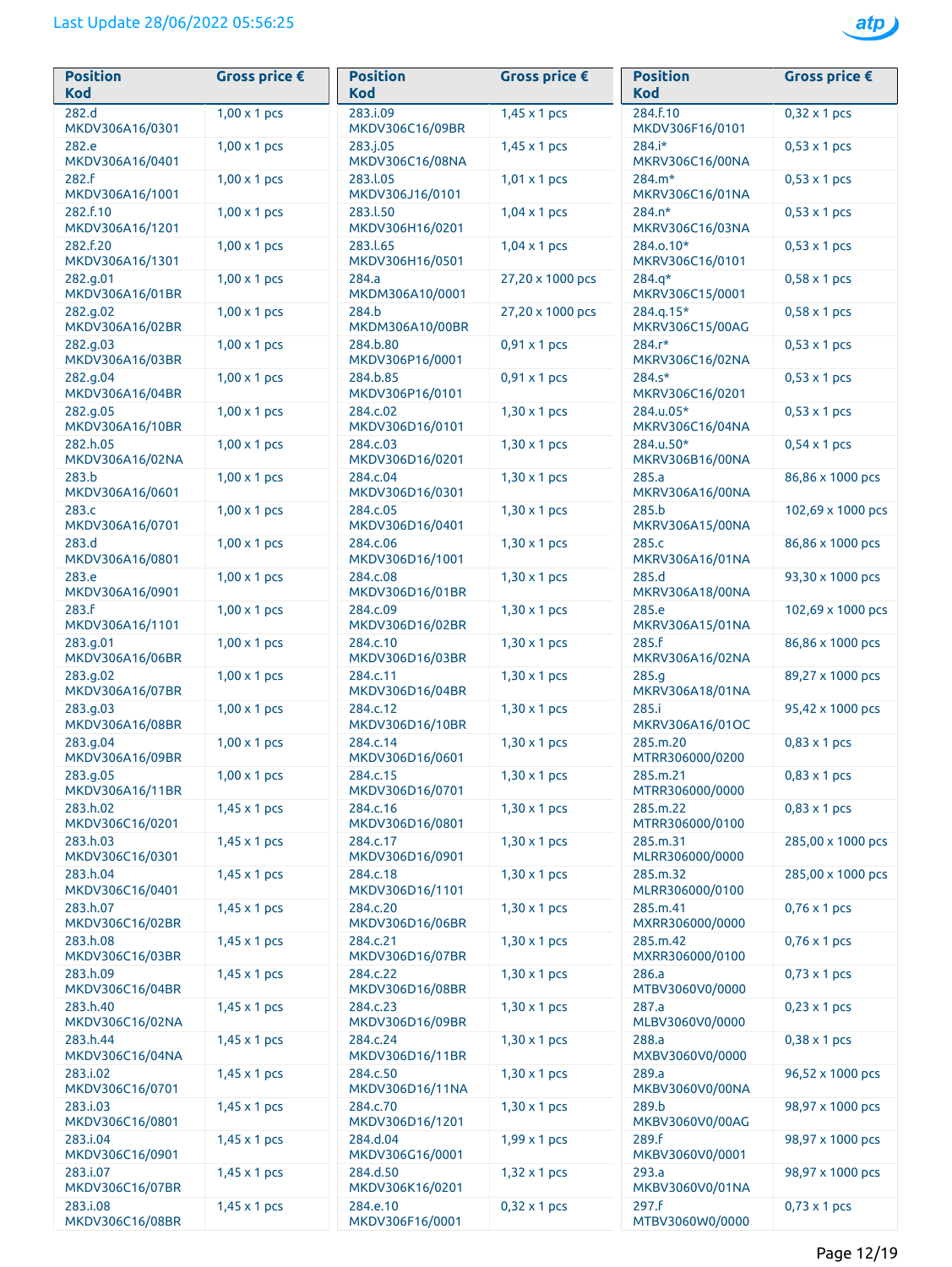Last Update 28/06/2022 05:56:25

| Position Kod | Gross price € |
|---|---|
| 282.d MKDV306A16/0301 | 1,00 x 1 pcs |
| 282.e MKDV306A16/0401 | 1,00 x 1 pcs |
| 282.f MKDV306A16/1001 | 1,00 x 1 pcs |
| 282.f.10 MKDV306A16/1201 | 1,00 x 1 pcs |
| 282.f.20 MKDV306A16/1301 | 1,00 x 1 pcs |
| 282.g.01 MKDV306A16/01BR | 1,00 x 1 pcs |
| 282.g.02 MKDV306A16/02BR | 1,00 x 1 pcs |
| 282.g.03 MKDV306A16/03BR | 1,00 x 1 pcs |
| 282.g.04 MKDV306A16/04BR | 1,00 x 1 pcs |
| 282.g.05 MKDV306A16/10BR | 1,00 x 1 pcs |
| 282.h.05 MKDV306A16/02NA | 1,00 x 1 pcs |
| 283.b MKDV306A16/0601 | 1,00 x 1 pcs |
| 283.c MKDV306A16/0701 | 1,00 x 1 pcs |
| 283.d MKDV306A16/0801 | 1,00 x 1 pcs |
| 283.e MKDV306A16/0901 | 1,00 x 1 pcs |
| 283.f MKDV306A16/1101 | 1,00 x 1 pcs |
| 283.g.01 MKDV306A16/06BR | 1,00 x 1 pcs |
| 283.g.02 MKDV306A16/07BR | 1,00 x 1 pcs |
| 283.g.03 MKDV306A16/08BR | 1,00 x 1 pcs |
| 283.g.04 MKDV306A16/09BR | 1,00 x 1 pcs |
| 283.g.05 MKDV306A16/11BR | 1,00 x 1 pcs |
| 283.h.02 MKDV306C16/0201 | 1,45 x 1 pcs |
| 283.h.03 MKDV306C16/0301 | 1,45 x 1 pcs |
| 283.h.04 MKDV306C16/0401 | 1,45 x 1 pcs |
| 283.h.07 MKDV306C16/02BR | 1,45 x 1 pcs |
| 283.h.08 MKDV306C16/03BR | 1,45 x 1 pcs |
| 283.h.09 MKDV306C16/04BR | 1,45 x 1 pcs |
| 283.h.40 MKDV306C16/02NA | 1,45 x 1 pcs |
| 283.h.44 MKDV306C16/04NA | 1,45 x 1 pcs |
| 283.i.02 MKDV306C16/0701 | 1,45 x 1 pcs |
| 283.i.03 MKDV306C16/0801 | 1,45 x 1 pcs |
| 283.i.04 MKDV306C16/0901 | 1,45 x 1 pcs |
| 283.i.07 MKDV306C16/07BR | 1,45 x 1 pcs |
| 283.i.08 MKDV306C16/08BR | 1,45 x 1 pcs |
| 283.i.09 MKDV306C16/09BR | 1,45 x 1 pcs |
| 283.j.05 MKDV306C16/08NA | 1,45 x 1 pcs |
| 283.l.05 MKDV306J16/0101 | 1,01 x 1 pcs |
| 283.l.50 MKDV306H16/0201 | 1,04 x 1 pcs |
| 283.l.65 MKDV306H16/0501 | 1,04 x 1 pcs |
| 284.a MKDM306A10/0001 | 27,20 x 1000 pcs |
| 284.b MKDM306A10/00BR | 27,20 x 1000 pcs |
| 284.b.80 MKDV306P16/0001 | 0,91 x 1 pcs |
| 284.b.85 MKDV306P16/0101 | 0,91 x 1 pcs |
| 284.c.02 MKDV306D16/0101 | 1,30 x 1 pcs |
| 284.c.03 MKDV306D16/0201 | 1,30 x 1 pcs |
| 284.c.04 MKDV306D16/0301 | 1,30 x 1 pcs |
| 284.c.05 MKDV306D16/0401 | 1,30 x 1 pcs |
| 284.c.06 MKDV306D16/1001 | 1,30 x 1 pcs |
| 284.c.08 MKDV306D16/01BR | 1,30 x 1 pcs |
| 284.c.09 MKDV306D16/02BR | 1,30 x 1 pcs |
| 284.c.10 MKDV306D16/03BR | 1,30 x 1 pcs |
| 284.c.11 MKDV306D16/04BR | 1,30 x 1 pcs |
| 284.c.12 MKDV306D16/10BR | 1,30 x 1 pcs |
| 284.c.14 MKDV306D16/0601 | 1,30 x 1 pcs |
| 284.c.15 MKDV306D16/0701 | 1,30 x 1 pcs |
| 284.c.16 MKDV306D16/0801 | 1,30 x 1 pcs |
| 284.c.17 MKDV306D16/0901 | 1,30 x 1 pcs |
| 284.c.18 MKDV306D16/1101 | 1,30 x 1 pcs |
| 284.c.20 MKDV306D16/06BR | 1,30 x 1 pcs |
| 284.c.21 MKDV306D16/07BR | 1,30 x 1 pcs |
| 284.c.22 MKDV306D16/08BR | 1,30 x 1 pcs |
| 284.c.23 MKDV306D16/09BR | 1,30 x 1 pcs |
| 284.c.24 MKDV306D16/11BR | 1,30 x 1 pcs |
| 284.c.50 MKDV306D16/11NA | 1,30 x 1 pcs |
| 284.c.70 MKDV306D16/1201 | 1,30 x 1 pcs |
| 284.d.04 MKDV306G16/0001 | 1,99 x 1 pcs |
| 284.d.50 MKDV306K16/0201 | 1,32 x 1 pcs |
| 284.e.10 MKDV306F16/0001 | 0,32 x 1 pcs |
| 284.f.10 MKDV306F16/0101 | 0,32 x 1 pcs |
| 284.i* MKRV306C16/00NA | 0,53 x 1 pcs |
| 284.m* MKRV306C16/01NA | 0,53 x 1 pcs |
| 284.n* MKRV306C16/03NA | 0,53 x 1 pcs |
| 284.o.10* MKRV306C16/0101 | 0,53 x 1 pcs |
| 284.q* MKRV306C15/0001 | 0,58 x 1 pcs |
| 284.q.15* MKRV306C15/00AG | 0,58 x 1 pcs |
| 284.r* MKRV306C16/02NA | 0,53 x 1 pcs |
| 284.s* MKRV306C16/0201 | 0,53 x 1 pcs |
| 284.u.05* MKRV306C16/04NA | 0,53 x 1 pcs |
| 284.u.50* MKRV306B16/00NA | 0,54 x 1 pcs |
| 285.a MKRV306A16/00NA | 86,86 x 1000 pcs |
| 285.b MKRV306A15/00NA | 102,69 x 1000 pcs |
| 285.c MKRV306A16/01NA | 86,86 x 1000 pcs |
| 285.d MKRV306A18/00NA | 93,30 x 1000 pcs |
| 285.e MKRV306A15/01NA | 102,69 x 1000 pcs |
| 285.f MKRV306A16/02NA | 86,86 x 1000 pcs |
| 285.g MKRV306A18/01NA | 89,27 x 1000 pcs |
| 285.i MKRV306A16/01OC | 95,42 x 1000 pcs |
| 285.m.20 MTRR306000/0200 | 0,83 x 1 pcs |
| 285.m.21 MTRR306000/0000 | 0,83 x 1 pcs |
| 285.m.22 MTRR306000/0100 | 0,83 x 1 pcs |
| 285.m.31 MLRR306000/0000 | 285,00 x 1000 pcs |
| 285.m.32 MLRR306000/0100 | 285,00 x 1000 pcs |
| 285.m.41 MXRR306000/0000 | 0,76 x 1 pcs |
| 285.m.42 MXRR306000/0100 | 0,76 x 1 pcs |
| 286.a MTBV3060V0/0000 | 0,73 x 1 pcs |
| 287.a MLBV3060V0/0000 | 0,23 x 1 pcs |
| 288.a MXBV3060V0/0000 | 0,38 x 1 pcs |
| 289.a MKBV3060V0/00NA | 96,52 x 1000 pcs |
| 289.b MKBV3060V0/00AG | 98,97 x 1000 pcs |
| 289.f MKBV3060V0/0001 | 98,97 x 1000 pcs |
| 293.a MKBV3060V0/01NA | 98,97 x 1000 pcs |
| 297.f MTBV3060W0/0000 | 0,73 x 1 pcs |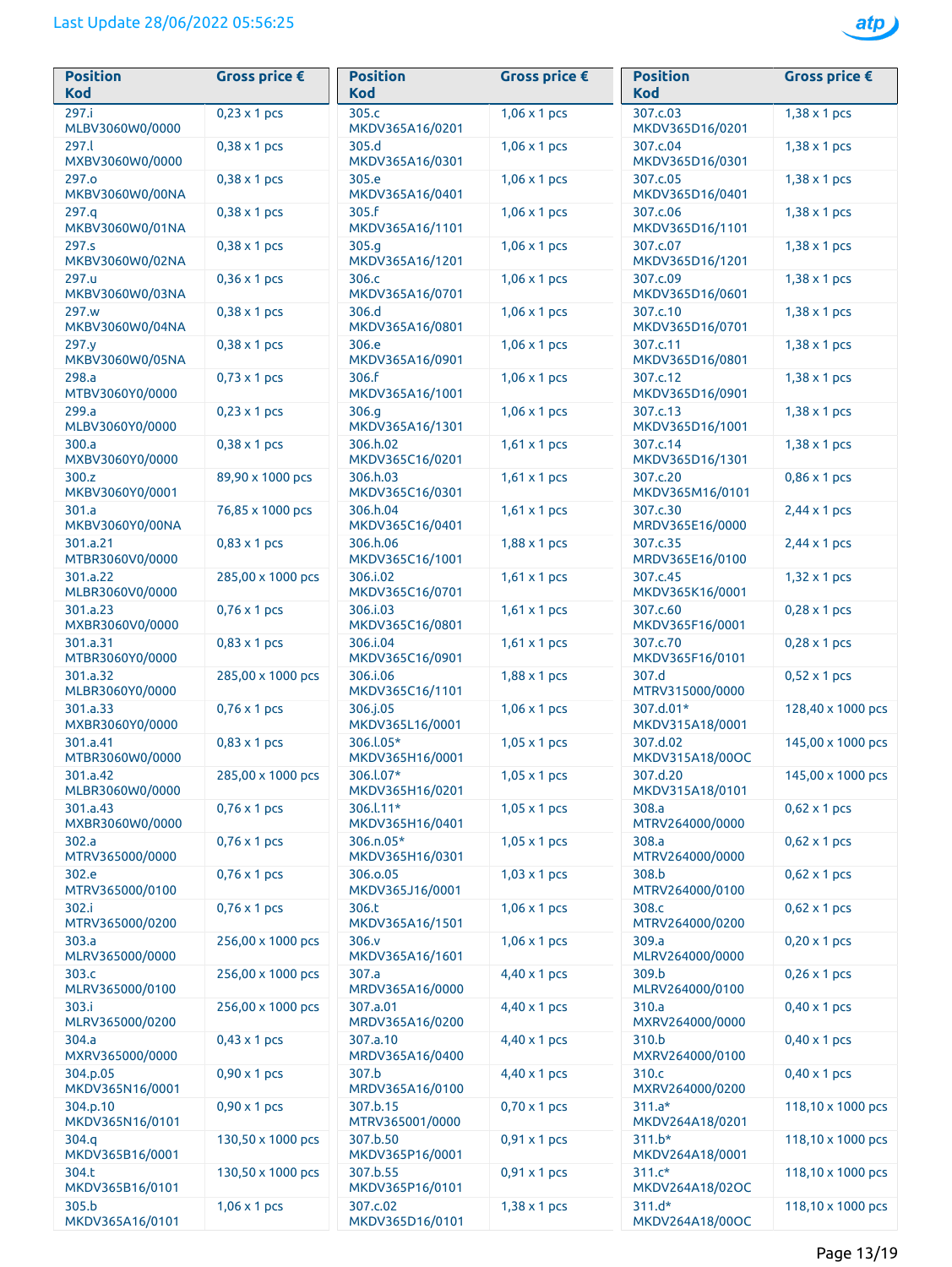Last Update 28/06/2022 05:56:25

| Position Kod | Gross price € |
|---|---|
| 297.i MLBV3060W0/0000 | 0,23 x 1 pcs |
| 297.l MXBV3060W0/0000 | 0,38 x 1 pcs |
| 297.o MKBV3060W0/00NA | 0,38 x 1 pcs |
| 297.q MKBV3060W0/01NA | 0,38 x 1 pcs |
| 297.s MKBV3060W0/02NA | 0,38 x 1 pcs |
| 297.u MKBV3060W0/03NA | 0,36 x 1 pcs |
| 297.w MKBV3060W0/04NA | 0,38 x 1 pcs |
| 297.y MKBV3060W0/05NA | 0,38 x 1 pcs |
| 298.a MTBV3060Y0/0000 | 0,73 x 1 pcs |
| 299.a MLBV3060Y0/0000 | 0,23 x 1 pcs |
| 300.a MXBV3060Y0/0000 | 0,38 x 1 pcs |
| 300.z MKBV3060Y0/0001 | 89,90 x 1000 pcs |
| 301.a MKBV3060Y0/00NA | 76,85 x 1000 pcs |
| 301.a.21 MTBR3060V0/0000 | 0,83 x 1 pcs |
| 301.a.22 MLBR3060V0/0000 | 285,00 x 1000 pcs |
| 301.a.23 MXBR3060V0/0000 | 0,76 x 1 pcs |
| 301.a.31 MTBR3060Y0/0000 | 0,83 x 1 pcs |
| 301.a.32 MLBR3060Y0/0000 | 285,00 x 1000 pcs |
| 301.a.33 MXBR3060Y0/0000 | 0,76 x 1 pcs |
| 301.a.41 MTBR3060W0/0000 | 0,83 x 1 pcs |
| 301.a.42 MLBR3060W0/0000 | 285,00 x 1000 pcs |
| 301.a.43 MXBR3060W0/0000 | 0,76 x 1 pcs |
| 302.a MTRV365000/0000 | 0,76 x 1 pcs |
| 302.e MTRV365000/0100 | 0,76 x 1 pcs |
| 302.i MTRV365000/0200 | 0,76 x 1 pcs |
| 303.a MLRV365000/0000 | 256,00 x 1000 pcs |
| 303.c MLRV365000/0100 | 256,00 x 1000 pcs |
| 303.i MLRV365000/0200 | 256,00 x 1000 pcs |
| 304.a MXRV365000/0000 | 0,43 x 1 pcs |
| 304.p.05 MKDV365N16/0001 | 0,90 x 1 pcs |
| 304.p.10 MKDV365N16/0101 | 0,90 x 1 pcs |
| 304.q MKDV365B16/0001 | 130,50 x 1000 pcs |
| 304.t MKDV365B16/0101 | 130,50 x 1000 pcs |
| 305.b MKDV365A16/0101 | 1,06 x 1 pcs |
| 305.c MKDV365A16/0201 | 1,06 x 1 pcs |
| 305.d MKDV365A16/0301 | 1,06 x 1 pcs |
| 305.e MKDV365A16/0401 | 1,06 x 1 pcs |
| 305.f MKDV365A16/1101 | 1,06 x 1 pcs |
| 305.g MKDV365A16/1201 | 1,06 x 1 pcs |
| 306.c MKDV365A16/0701 | 1,06 x 1 pcs |
| 306.d MKDV365A16/0801 | 1,06 x 1 pcs |
| 306.e MKDV365A16/0901 | 1,06 x 1 pcs |
| 306.f MKDV365A16/1001 | 1,06 x 1 pcs |
| 306.g MKDV365A16/1301 | 1,06 x 1 pcs |
| 306.h.02 MKDV365C16/0201 | 1,61 x 1 pcs |
| 306.h.03 MKDV365C16/0301 | 1,61 x 1 pcs |
| 306.h.04 MKDV365C16/0401 | 1,61 x 1 pcs |
| 306.h.06 MKDV365C16/1001 | 1,88 x 1 pcs |
| 306.i.02 MKDV365C16/0701 | 1,61 x 1 pcs |
| 306.i.03 MKDV365C16/0801 | 1,61 x 1 pcs |
| 306.i.04 MKDV365C16/0901 | 1,61 x 1 pcs |
| 306.i.06 MKDV365C16/1101 | 1,88 x 1 pcs |
| 306.j.05 MKDV365L16/0001 | 1,06 x 1 pcs |
| 306.l.05* MKDV365H16/0001 | 1,05 x 1 pcs |
| 306.l.07* MKDV365H16/0201 | 1,05 x 1 pcs |
| 306.l.11* MKDV365H16/0401 | 1,05 x 1 pcs |
| 306.n.05* MKDV365H16/0301 | 1,05 x 1 pcs |
| 306.o.05 MKDV365J16/0001 | 1,03 x 1 pcs |
| 306.t MKDV365A16/1501 | 1,06 x 1 pcs |
| 306.v MKDV365A16/1601 | 1,06 x 1 pcs |
| 307.a MRDV365A16/0000 | 4,40 x 1 pcs |
| 307.a.01 MRDV365A16/0200 | 4,40 x 1 pcs |
| 307.a.10 MRDV365A16/0400 | 4,40 x 1 pcs |
| 307.b MRDV365A16/0100 | 4,40 x 1 pcs |
| 307.b.15 MTRV365001/0000 | 0,70 x 1 pcs |
| 307.b.50 MKDV365P16/0001 | 0,91 x 1 pcs |
| 307.b.55 MKDV365P16/0101 | 0,91 x 1 pcs |
| 307.c.02 MKDV365D16/0101 | 1,38 x 1 pcs |
| 307.c.03 MKDV365D16/0201 | 1,38 x 1 pcs |
| 307.c.04 MKDV365D16/0301 | 1,38 x 1 pcs |
| 307.c.05 MKDV365D16/0401 | 1,38 x 1 pcs |
| 307.c.06 MKDV365D16/1101 | 1,38 x 1 pcs |
| 307.c.07 MKDV365D16/1201 | 1,38 x 1 pcs |
| 307.c.09 MKDV365D16/0601 | 1,38 x 1 pcs |
| 307.c.10 MKDV365D16/0701 | 1,38 x 1 pcs |
| 307.c.11 MKDV365D16/0801 | 1,38 x 1 pcs |
| 307.c.12 MKDV365D16/0901 | 1,38 x 1 pcs |
| 307.c.13 MKDV365D16/1001 | 1,38 x 1 pcs |
| 307.c.14 MKDV365D16/1301 | 1,38 x 1 pcs |
| 307.c.20 MKDV365M16/0101 | 0,86 x 1 pcs |
| 307.c.30 MRDV365E16/0000 | 2,44 x 1 pcs |
| 307.c.35 MRDV365E16/0100 | 2,44 x 1 pcs |
| 307.c.45 MKDV365K16/0001 | 1,32 x 1 pcs |
| 307.c.60 MKDV365F16/0001 | 0,28 x 1 pcs |
| 307.c.70 MKDV365F16/0101 | 0,28 x 1 pcs |
| 307.d MTRV315000/0000 | 0,52 x 1 pcs |
| 307.d.01* MKDV315A18/0001 | 128,40 x 1000 pcs |
| 307.d.02 MKDV315A18/00OC | 145,00 x 1000 pcs |
| 307.d.20 MKDV315A18/0101 | 145,00 x 1000 pcs |
| 308.a MTRV264000/0000 | 0,62 x 1 pcs |
| 308.a MTRV264000/0000 | 0,62 x 1 pcs |
| 308.b MTRV264000/0100 | 0,62 x 1 pcs |
| 308.c MTRV264000/0200 | 0,62 x 1 pcs |
| 309.a MLRV264000/0000 | 0,20 x 1 pcs |
| 309.b MLRV264000/0100 | 0,26 x 1 pcs |
| 310.a MXRV264000/0000 | 0,40 x 1 pcs |
| 310.b MXRV264000/0100 | 0,40 x 1 pcs |
| 310.c MXRV264000/0200 | 0,40 x 1 pcs |
| 311.a* MKDV264A18/0201 | 118,10 x 1000 pcs |
| 311.b* MKDV264A18/0001 | 118,10 x 1000 pcs |
| 311.c* MKDV264A18/02OC | 118,10 x 1000 pcs |
| 311.d* MKDV264A18/00OC | 118,10 x 1000 pcs |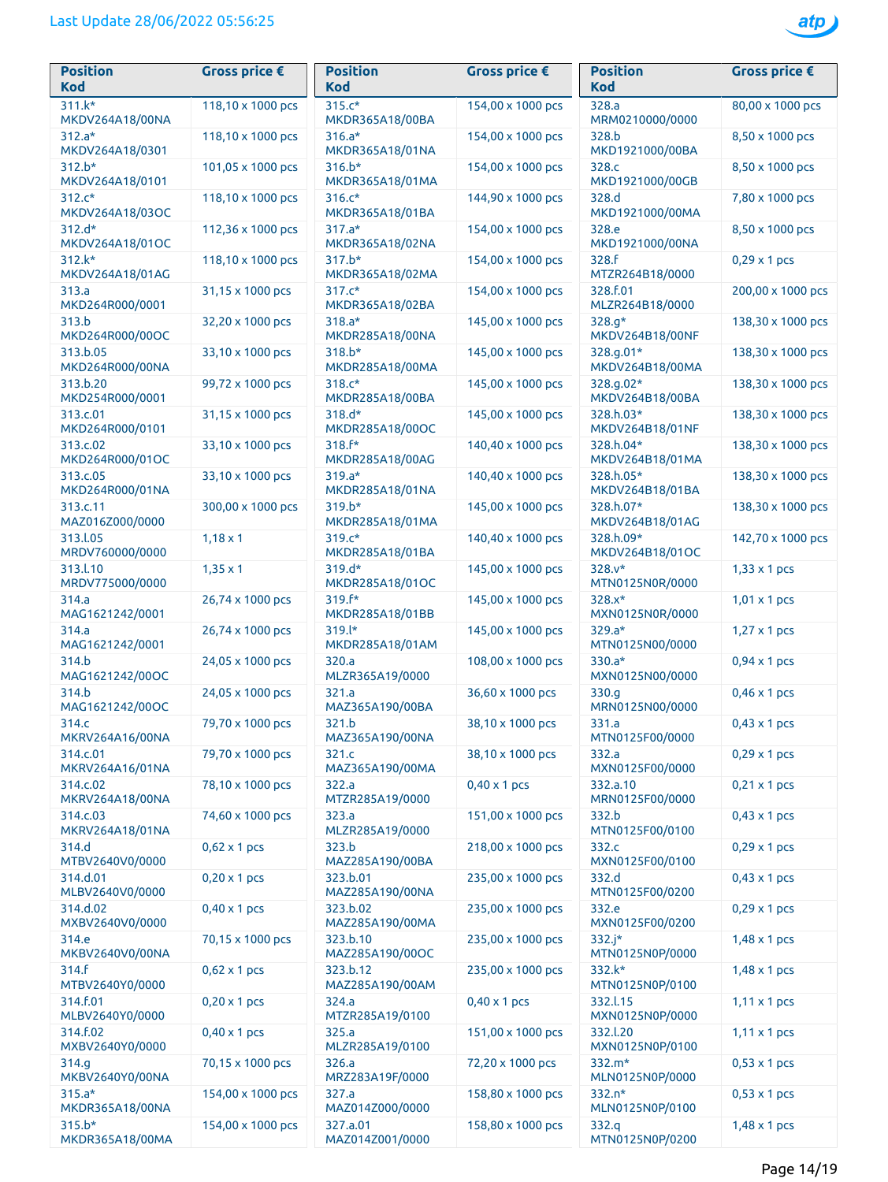Last Update 28/06/2022 05:56:25

| Position Kod | Gross price € |
|---|---|
| 311.k* MKDV264A18/00NA | 118,10 x 1000 pcs |
| 312.a* MKDV264A18/0301 | 118,10 x 1000 pcs |
| 312.b* MKDV264A18/0101 | 101,05 x 1000 pcs |
| 312.c* MKDV264A18/03OC | 118,10 x 1000 pcs |
| 312.d* MKDV264A18/01OC | 112,36 x 1000 pcs |
| 312.k* MKDV264A18/01AG | 118,10 x 1000 pcs |
| 313.a MKD264R000/0001 | 31,15 x 1000 pcs |
| 313.b MKD264R000/00OC | 32,20 x 1000 pcs |
| 313.b.05 MKD264R000/00NA | 33,10 x 1000 pcs |
| 313.b.20 MKD254R000/0001 | 99,72 x 1000 pcs |
| 313.c.01 MKD264R000/0101 | 31,15 x 1000 pcs |
| 313.c.02 MKD264R000/01OC | 33,10 x 1000 pcs |
| 313.c.05 MKD264R000/01NA | 33,10 x 1000 pcs |
| 313.c.11 MAZ016Z000/0000 | 300,00 x 1000 pcs |
| 313.l.05 MRDV760000/0000 | 1,18 x 1 |
| 313.l.10 MRDV775000/0000 | 1,35 x 1 |
| 314.a MAG1621242/0001 | 26,74 x 1000 pcs |
| 314.a MAG1621242/0001 | 26,74 x 1000 pcs |
| 314.b MAG1621242/00OC | 24,05 x 1000 pcs |
| 314.b MAG1621242/00OC | 24,05 x 1000 pcs |
| 314.c MKRV264A16/00NA | 79,70 x 1000 pcs |
| 314.c.01 MKRV264A16/01NA | 79,70 x 1000 pcs |
| 314.c.02 MKRV264A18/00NA | 78,10 x 1000 pcs |
| 314.c.03 MKRV264A18/01NA | 74,60 x 1000 pcs |
| 314.d MTBV2640V0/0000 | 0,62 x 1 pcs |
| 314.d.01 MLBV2640V0/0000 | 0,20 x 1 pcs |
| 314.d.02 MXBV2640V0/0000 | 0,40 x 1 pcs |
| 314.e MKBV2640V0/00NA | 70,15 x 1000 pcs |
| 314.f MTBV2640Y0/0000 | 0,62 x 1 pcs |
| 314.f.01 MLBV2640Y0/0000 | 0,20 x 1 pcs |
| 314.f.02 MXBV2640Y0/0000 | 0,40 x 1 pcs |
| 314.g MKBV2640Y0/00NA | 70,15 x 1000 pcs |
| 315.a* MKDR365A18/00NA | 154,00 x 1000 pcs |
| 315.b* MKDR365A18/00MA | 154,00 x 1000 pcs |
| 315.c* MKDR365A18/00BA | 154,00 x 1000 pcs |
| 316.a* MKDR365A18/01NA | 154,00 x 1000 pcs |
| 316.b* MKDR365A18/01MA | 154,00 x 1000 pcs |
| 316.c* MKDR365A18/01BA | 144,90 x 1000 pcs |
| 317.a* MKDR365A18/02NA | 154,00 x 1000 pcs |
| 317.b* MKDR365A18/02MA | 154,00 x 1000 pcs |
| 317.c* MKDR365A18/02BA | 154,00 x 1000 pcs |
| 318.a* MKDR285A18/00NA | 145,00 x 1000 pcs |
| 318.b* MKDR285A18/00MA | 145,00 x 1000 pcs |
| 318.c* MKDR285A18/00BA | 145,00 x 1000 pcs |
| 318.d* MKDR285A18/00OC | 145,00 x 1000 pcs |
| 318.f* MKDR285A18/00AG | 140,40 x 1000 pcs |
| 319.a* MKDR285A18/01NA | 140,40 x 1000 pcs |
| 319.b* MKDR285A18/01MA | 145,00 x 1000 pcs |
| 319.c* MKDR285A18/01BA | 140,40 x 1000 pcs |
| 319.d* MKDR285A18/01OC | 145,00 x 1000 pcs |
| 319.f* MKDR285A18/01BB | 145,00 x 1000 pcs |
| 319.l* MKDR285A18/01AM | 145,00 x 1000 pcs |
| 320.a MLZR365A19/0000 | 108,00 x 1000 pcs |
| 321.a MAZ365A190/00BA | 36,60 x 1000 pcs |
| 321.b MAZ365A190/00NA | 38,10 x 1000 pcs |
| 321.c MAZ365A190/00MA | 38,10 x 1000 pcs |
| 322.a MTZR285A19/0000 | 0,40 x 1 pcs |
| 323.a MLZR285A19/0000 | 151,00 x 1000 pcs |
| 323.b MAZ285A190/00BA | 218,00 x 1000 pcs |
| 323.b.01 MAZ285A190/00NA | 235,00 x 1000 pcs |
| 323.b.02 MAZ285A190/00MA | 235,00 x 1000 pcs |
| 323.b.10 MAZ285A190/00OC | 235,00 x 1000 pcs |
| 323.b.12 MAZ285A190/00AM | 235,00 x 1000 pcs |
| 324.a MTZR285A19/0100 | 0,40 x 1 pcs |
| 325.a MLZR285A19/0100 | 151,00 x 1000 pcs |
| 326.a MRZ283A19F/0000 | 72,20 x 1000 pcs |
| 327.a MAZ014Z000/0000 | 158,80 x 1000 pcs |
| 327.a.01 MAZ014Z001/0000 | 158,80 x 1000 pcs |
| 328.a MRM0210000/0000 | 80,00 x 1000 pcs |
| 328.b MKD1921000/00BA | 8,50 x 1000 pcs |
| 328.c MKD1921000/00GB | 8,50 x 1000 pcs |
| 328.d MKD1921000/00MA | 7,80 x 1000 pcs |
| 328.e MKD1921000/00NA | 8,50 x 1000 pcs |
| 328.f MTZR264B18/0000 | 0,29 x 1 pcs |
| 328.f.01 MLZR264B18/0000 | 200,00 x 1000 pcs |
| 328.g* MKDV264B18/00NF | 138,30 x 1000 pcs |
| 328.g.01* MKDV264B18/00MA | 138,30 x 1000 pcs |
| 328.g.02* MKDV264B18/00BA | 138,30 x 1000 pcs |
| 328.h.03* MKDV264B18/01NF | 138,30 x 1000 pcs |
| 328.h.04* MKDV264B18/01MA | 138,30 x 1000 pcs |
| 328.h.05* MKDV264B18/01BA | 138,30 x 1000 pcs |
| 328.h.07* MKDV264B18/01AG | 138,30 x 1000 pcs |
| 328.h.09* MKDV264B18/01OC | 142,70 x 1000 pcs |
| 328.v* MTN0125N0R/0000 | 1,33 x 1 pcs |
| 328.x* MXN0125N0R/0000 | 1,01 x 1 pcs |
| 329.a* MTN0125N00/0000 | 1,27 x 1 pcs |
| 330.a* MXN0125N00/0000 | 0,94 x 1 pcs |
| 330.g MRN0125N00/0000 | 0,46 x 1 pcs |
| 331.a MTN0125F00/0000 | 0,43 x 1 pcs |
| 332.a MXN0125F00/0000 | 0,29 x 1 pcs |
| 332.a.10 MRN0125F00/0000 | 0,21 x 1 pcs |
| 332.b MTN0125F00/0100 | 0,43 x 1 pcs |
| 332.c MXN0125F00/0100 | 0,29 x 1 pcs |
| 332.d MTN0125F00/0200 | 0,43 x 1 pcs |
| 332.e MXN0125F00/0200 | 0,29 x 1 pcs |
| 332.j* MTN0125N0P/0000 | 1,48 x 1 pcs |
| 332.k* MTN0125N0P/0100 | 1,48 x 1 pcs |
| 332.l.15 MXN0125N0P/0000 | 1,11 x 1 pcs |
| 332.l.20 MXN0125N0P/0100 | 1,11 x 1 pcs |
| 332.m* MLN0125N0P/0000 | 0,53 x 1 pcs |
| 332.n* MLN0125N0P/0100 | 0,53 x 1 pcs |
| 332.q MTN0125N0P/0200 | 1,48 x 1 pcs |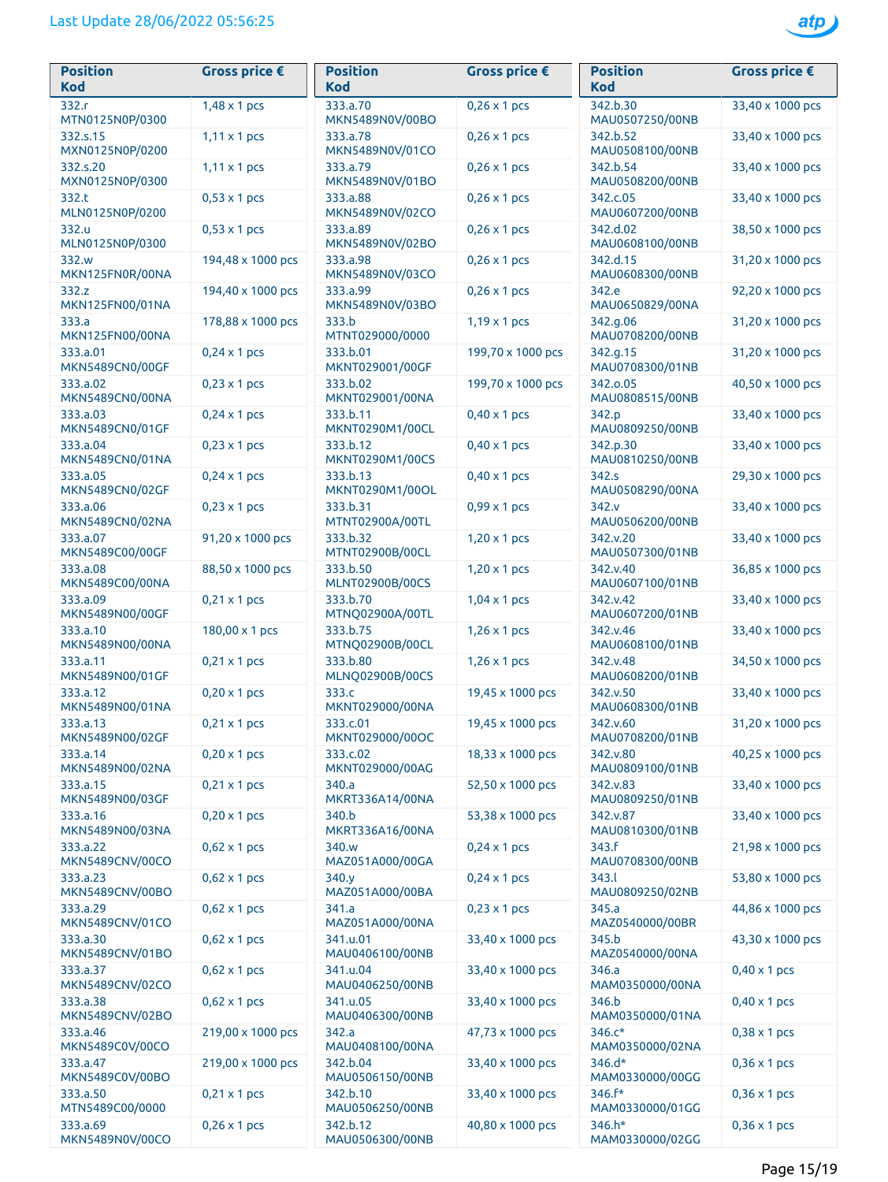Last Update 28/06/2022 05:56:25

| Position Kod | Gross price € |
|---|---|
| 332.r MTN0125N0P/0300 | 1,48 x 1 pcs |
| 332.s.15 MXN0125N0P/0200 | 1,11 x 1 pcs |
| 332.s.20 MXN0125N0P/0300 | 1,11 x 1 pcs |
| 332.t MLN0125N0P/0200 | 0,53 x 1 pcs |
| 332.u MLN0125N0P/0300 | 0,53 x 1 pcs |
| 332.w MKN125FN0R/00NA | 194,48 x 1000 pcs |
| 332.z MKN125FN00/01NA | 194,40 x 1000 pcs |
| 333.a MKN125FN00/00NA | 178,88 x 1000 pcs |
| 333.a.01 MKN5489CN0/00GF | 0,24 x 1 pcs |
| 333.a.02 MKN5489CN0/00NA | 0,23 x 1 pcs |
| 333.a.03 MKN5489CN0/01GF | 0,24 x 1 pcs |
| 333.a.04 MKN5489CN0/01NA | 0,23 x 1 pcs |
| 333.a.05 MKN5489CN0/02GF | 0,24 x 1 pcs |
| 333.a.06 MKN5489CN0/02NA | 0,23 x 1 pcs |
| 333.a.07 MKN5489C00/00GF | 91,20 x 1000 pcs |
| 333.a.08 MKN5489C00/00NA | 88,50 x 1000 pcs |
| 333.a.09 MKN5489N00/00GF | 0,21 x 1 pcs |
| 333.a.10 MKN5489N00/00NA | 180,00 x 1 pcs |
| 333.a.11 MKN5489N00/01GF | 0,21 x 1 pcs |
| 333.a.12 MKN5489N00/01NA | 0,20 x 1 pcs |
| 333.a.13 MKN5489N00/02GF | 0,21 x 1 pcs |
| 333.a.14 MKN5489N00/02NA | 0,20 x 1 pcs |
| 333.a.15 MKN5489N00/03GF | 0,21 x 1 pcs |
| 333.a.16 MKN5489N00/03NA | 0,20 x 1 pcs |
| 333.a.22 MKN5489CNV/00CO | 0,62 x 1 pcs |
| 333.a.23 MKN5489CNV/00BO | 0,62 x 1 pcs |
| 333.a.29 MKN5489CNV/01CO | 0,62 x 1 pcs |
| 333.a.30 MKN5489CNV/01BO | 0,62 x 1 pcs |
| 333.a.37 MKN5489CNV/02CO | 0,62 x 1 pcs |
| 333.a.38 MKN5489CNV/02BO | 0,62 x 1 pcs |
| 333.a.46 MKN5489C0V/00CO | 219,00 x 1000 pcs |
| 333.a.47 MKN5489C0V/00BO | 219,00 x 1000 pcs |
| 333.a.50 MTN5489C00/0000 | 0,21 x 1 pcs |
| 333.a.69 MKN5489N0V/00CO | 0,26 x 1 pcs |
| 333.a.70 MKN5489N0V/00BO | 0,26 x 1 pcs |
| 333.a.78 MKN5489N0V/01CO | 0,26 x 1 pcs |
| 333.a.79 MKN5489N0V/01BO | 0,26 x 1 pcs |
| 333.a.88 MKN5489N0V/02CO | 0,26 x 1 pcs |
| 333.a.89 MKN5489N0V/02BO | 0,26 x 1 pcs |
| 333.a.98 MKN5489N0V/03CO | 0,26 x 1 pcs |
| 333.a.99 MKN5489N0V/03BO | 0,26 x 1 pcs |
| 333.b MTNT029000/0000 | 1,19 x 1 pcs |
| 333.b.01 MKNT029001/00GF | 199,70 x 1000 pcs |
| 333.b.02 MKNT029001/00NA | 199,70 x 1000 pcs |
| 333.b.11 MKNT0290M1/00CL | 0,40 x 1 pcs |
| 333.b.12 MKNT0290M1/00CS | 0,40 x 1 pcs |
| 333.b.13 MKNT0290M1/00OL | 0,40 x 1 pcs |
| 333.b.31 MTNT02900A/00TL | 0,99 x 1 pcs |
| 333.b.32 MTNT02900B/00CL | 1,20 x 1 pcs |
| 333.b.50 MLNT02900B/00CS | 1,20 x 1 pcs |
| 333.b.70 MTNQ02900A/00TL | 1,04 x 1 pcs |
| 333.b.75 MTNQ02900B/00CL | 1,26 x 1 pcs |
| 333.b.80 MLNQ02900B/00CS | 1,26 x 1 pcs |
| 333.c MKNT029000/00NA | 19,45 x 1000 pcs |
| 333.c.01 MKNT029000/00OC | 19,45 x 1000 pcs |
| 333.c.02 MKNT029000/00AG | 18,33 x 1000 pcs |
| 340.a MKRT336A14/00NA | 52,50 x 1000 pcs |
| 340.b MKRT336A16/00NA | 53,38 x 1000 pcs |
| 340.w MAZ051A000/00GA | 0,24 x 1 pcs |
| 340.y MAZ051A000/00BA | 0,24 x 1 pcs |
| 341.a MAZ051A000/00NA | 0,23 x 1 pcs |
| 341.u.01 MAU0406100/00NB | 33,40 x 1000 pcs |
| 341.u.04 MAU0406250/00NB | 33,40 x 1000 pcs |
| 341.u.05 MAU0406300/00NB | 33,40 x 1000 pcs |
| 342.a MAU0408100/00NA | 47,73 x 1000 pcs |
| 342.b.04 MAU0506150/00NB | 33,40 x 1000 pcs |
| 342.b.10 MAU0506250/00NB | 33,40 x 1000 pcs |
| 342.b.12 MAU0506300/00NB | 40,80 x 1000 pcs |
| 342.b.30 MAU0507250/00NB | 33,40 x 1000 pcs |
| 342.b.52 MAU0508100/00NB | 33,40 x 1000 pcs |
| 342.b.54 MAU0508200/00NB | 33,40 x 1000 pcs |
| 342.c.05 MAU0607200/00NB | 33,40 x 1000 pcs |
| 342.d.02 MAU0608100/00NB | 38,50 x 1000 pcs |
| 342.d.15 MAU0608300/00NB | 31,20 x 1000 pcs |
| 342.e MAU0650829/00NA | 92,20 x 1000 pcs |
| 342.g.06 MAU0708200/00NB | 31,20 x 1000 pcs |
| 342.g.15 MAU0708300/01NB | 31,20 x 1000 pcs |
| 342.o.05 MAU0808515/00NB | 40,50 x 1000 pcs |
| 342.p MAU0809250/00NB | 33,40 x 1000 pcs |
| 342.p.30 MAU0810250/00NB | 33,40 x 1000 pcs |
| 342.s MAU0508290/00NA | 29,30 x 1000 pcs |
| 342.v MAU0506200/00NB | 33,40 x 1000 pcs |
| 342.v.20 MAU0507300/01NB | 33,40 x 1000 pcs |
| 342.v.40 MAU0607100/01NB | 36,85 x 1000 pcs |
| 342.v.42 MAU0607200/01NB | 33,40 x 1000 pcs |
| 342.v.46 MAU0608100/01NB | 33,40 x 1000 pcs |
| 342.v.48 MAU0608200/01NB | 34,50 x 1000 pcs |
| 342.v.50 MAU0608300/01NB | 33,40 x 1000 pcs |
| 342.v.60 MAU0708200/01NB | 31,20 x 1000 pcs |
| 342.v.80 MAU0809100/01NB | 40,25 x 1000 pcs |
| 342.v.83 MAU0809250/01NB | 33,40 x 1000 pcs |
| 342.v.87 MAU0810300/01NB | 33,40 x 1000 pcs |
| 343.f MAU0708300/00NB | 21,98 x 1000 pcs |
| 343.l MAU0809250/02NB | 53,80 x 1000 pcs |
| 345.a MAZ0540000/00BR | 44,86 x 1000 pcs |
| 345.b MAZ0540000/00NA | 43,30 x 1000 pcs |
| 346.a MAM0350000/00NA | 0,40 x 1 pcs |
| 346.b MAM0350000/01NA | 0,40 x 1 pcs |
| 346.c* MAM0350000/02NA | 0,38 x 1 pcs |
| 346.d* MAM0330000/00GG | 0,36 x 1 pcs |
| 346.f* MAM0330000/01GG | 0,36 x 1 pcs |
| 346.h* MAM0330000/02GG | 0,36 x 1 pcs |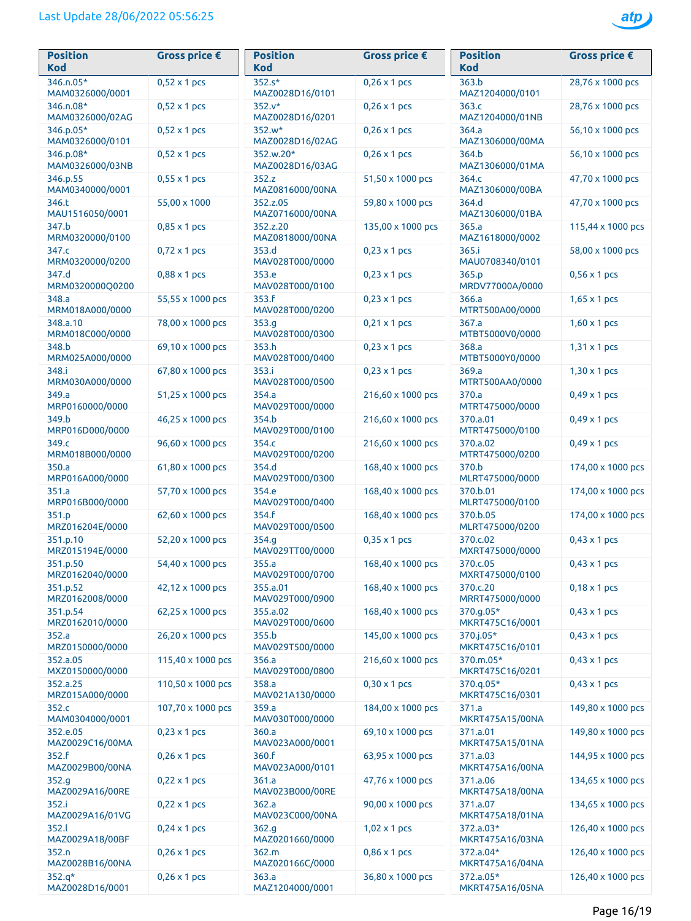Last Update 28/06/2022 05:56:25

| Position Kod | Gross price € |
|---|---|
| 346.n.05* MAM0326000/0001 | 0,52 x 1 pcs |
| 346.n.08* MAM0326000/02AG | 0,52 x 1 pcs |
| 346.p.05* MAM0326000/0101 | 0,52 x 1 pcs |
| 346.p.08* MAM0326000/03NB | 0,52 x 1 pcs |
| 346.p.55 MAM0340000/0001 | 0,55 x 1 pcs |
| 346.t MAU1516050/0001 | 55,00 x 1000 |
| 347.b MRM0320000/0100 | 0,85 x 1 pcs |
| 347.c MRM0320000/0200 | 0,72 x 1 pcs |
| 347.d MRM0320000Q0200 | 0,88 x 1 pcs |
| 348.a MRM018A000/0000 | 55,55 x 1000 pcs |
| 348.a.10 MRM018C000/0000 | 78,00 x 1000 pcs |
| 348.b MRM025A000/0000 | 69,10 x 1000 pcs |
| 348.i MRM030A000/0000 | 67,80 x 1000 pcs |
| 349.a MRP0160000/0000 | 51,25 x 1000 pcs |
| 349.b MRP016D000/0000 | 46,25 x 1000 pcs |
| 349.c MRM018B000/0000 | 96,60 x 1000 pcs |
| 350.a MRP016A000/0000 | 61,80 x 1000 pcs |
| 351.a MRP016B000/0000 | 57,70 x 1000 pcs |
| 351.p MRZ016204E/0000 | 62,60 x 1000 pcs |
| 351.p.10 MRZ015194E/0000 | 52,20 x 1000 pcs |
| 351.p.50 MRZ0162040/0000 | 54,40 x 1000 pcs |
| 351.p.52 MRZ0162008/0000 | 42,12 x 1000 pcs |
| 351.p.54 MRZ0162010/0000 | 62,25 x 1000 pcs |
| 352.a MRZ0150000/0000 | 26,20 x 1000 pcs |
| 352.a.05 MXZ0150000/0000 | 115,40 x 1000 pcs |
| 352.a.25 MRZ015A000/0000 | 110,50 x 1000 pcs |
| 352.c MAM0304000/0001 | 107,70 x 1000 pcs |
| 352.e.05 MAZ0029C16/00MA | 0,23 x 1 pcs |
| 352.f MAZ0029B00/00NA | 0,26 x 1 pcs |
| 352.g MAZ0029A16/00RE | 0,22 x 1 pcs |
| 352.i MAZ0029A16/01VG | 0,22 x 1 pcs |
| 352.l MAZ0029A18/00BF | 0,24 x 1 pcs |
| 352.n MAZ0028B16/00NA | 0,26 x 1 pcs |
| 352.q* MAZ0028D16/0001 | 0,26 x 1 pcs |
| 352.s* MAZ0028D16/0101 | 0,26 x 1 pcs |
| 352.v* MAZ0028D16/0201 | 0,26 x 1 pcs |
| 352.w* MAZ0028D16/02AG | 0,26 x 1 pcs |
| 352.w.20* MAZ0028D16/03AG | 0,26 x 1 pcs |
| 352.z MAZ0816000/00NA | 51,50 x 1000 pcs |
| 352.z.05 MAZ0716000/00NA | 59,80 x 1000 pcs |
| 352.z.20 MAZ0818000/00NA | 135,00 x 1000 pcs |
| 353.d MAV028T000/0000 | 0,23 x 1 pcs |
| 353.e MAV028T000/0100 | 0,23 x 1 pcs |
| 353.f MAV028T000/0200 | 0,23 x 1 pcs |
| 353.g MAV028T000/0300 | 0,21 x 1 pcs |
| 353.h MAV028T000/0400 | 0,23 x 1 pcs |
| 353.i MAV028T000/0500 | 0,23 x 1 pcs |
| 354.a MAV029T000/0000 | 216,60 x 1000 pcs |
| 354.b MAV029T000/0100 | 216,60 x 1000 pcs |
| 354.c MAV029T000/0200 | 216,60 x 1000 pcs |
| 354.d MAV029T000/0300 | 168,40 x 1000 pcs |
| 354.e MAV029T000/0400 | 168,40 x 1000 pcs |
| 354.f MAV029T000/0500 | 168,40 x 1000 pcs |
| 354.g MAV029TT00/0000 | 0,35 x 1 pcs |
| 355.a MAV029T000/0700 | 168,40 x 1000 pcs |
| 355.a.01 MAV029T000/0900 | 168,40 x 1000 pcs |
| 355.a.02 MAV029T000/0600 | 168,40 x 1000 pcs |
| 355.b MAV029T500/0000 | 145,00 x 1000 pcs |
| 356.a MAV029T000/0800 | 216,60 x 1000 pcs |
| 358.a MAV021A130/0000 | 0,30 x 1 pcs |
| 359.a MAV030T000/0000 | 184,00 x 1000 pcs |
| 360.a MAV023A000/0001 | 69,10 x 1000 pcs |
| 360.f MAV023A000/0101 | 63,95 x 1000 pcs |
| 361.a MAV023B000/00RE | 47,76 x 1000 pcs |
| 362.a MAV023C000/00NA | 90,00 x 1000 pcs |
| 362.g MAZ0201660/0000 | 1,02 x 1 pcs |
| 362.m MAZ020166C/0000 | 0,86 x 1 pcs |
| 363.a MAZ1204000/0001 | 36,80 x 1000 pcs |
| 363.b MAZ1204000/0101 | 28,76 x 1000 pcs |
| 363.c MAZ1204000/01NB | 28,76 x 1000 pcs |
| 364.a MAZ1306000/00MA | 56,10 x 1000 pcs |
| 364.b MAZ1306000/01MA | 56,10 x 1000 pcs |
| 364.c MAZ1306000/00BA | 47,70 x 1000 pcs |
| 364.d MAZ1306000/01BA | 47,70 x 1000 pcs |
| 365.a MAZ1618000/0002 | 115,44 x 1000 pcs |
| 365.i MAU0708340/0101 | 58,00 x 1000 pcs |
| 365.p MRDV77000A/0000 | 0,56 x 1 pcs |
| 366.a MTRT500A00/0000 | 1,65 x 1 pcs |
| 367.a MTBT5000V0/0000 | 1,60 x 1 pcs |
| 368.a MTBT5000Y0/0000 | 1,31 x 1 pcs |
| 369.a MTRT500AA0/0000 | 1,30 x 1 pcs |
| 370.a MTRT475000/0000 | 0,49 x 1 pcs |
| 370.a.01 MTRT475000/0100 | 0,49 x 1 pcs |
| 370.a.02 MTRT475000/0200 | 0,49 x 1 pcs |
| 370.b MLRT475000/0000 | 174,00 x 1000 pcs |
| 370.b.01 MLRT475000/0100 | 174,00 x 1000 pcs |
| 370.b.05 MLRT475000/0200 | 174,00 x 1000 pcs |
| 370.c.02 MXRT475000/0000 | 0,43 x 1 pcs |
| 370.c.05 MXRT475000/0100 | 0,43 x 1 pcs |
| 370.c.20 MRRT475000/0000 | 0,18 x 1 pcs |
| 370.g.05* MKRT475C16/0001 | 0,43 x 1 pcs |
| 370.j.05* MKRT475C16/0101 | 0,43 x 1 pcs |
| 370.m.05* MKRT475C16/0201 | 0,43 x 1 pcs |
| 370.q.05* MKRT475C16/0301 | 0,43 x 1 pcs |
| 371.a MKRT475A15/00NA | 149,80 x 1000 pcs |
| 371.a.01 MKRT475A15/01NA | 149,80 x 1000 pcs |
| 371.a.03 MKRT475A16/00NA | 144,95 x 1000 pcs |
| 371.a.06 MKRT475A18/00NA | 134,65 x 1000 pcs |
| 371.a.07 MKRT475A18/01NA | 134,65 x 1000 pcs |
| 372.a.03* MKRT475A16/03NA | 126,40 x 1000 pcs |
| 372.a.04* MKRT475A16/04NA | 126,40 x 1000 pcs |
| 372.a.05* MKRT475A16/05NA | 126,40 x 1000 pcs |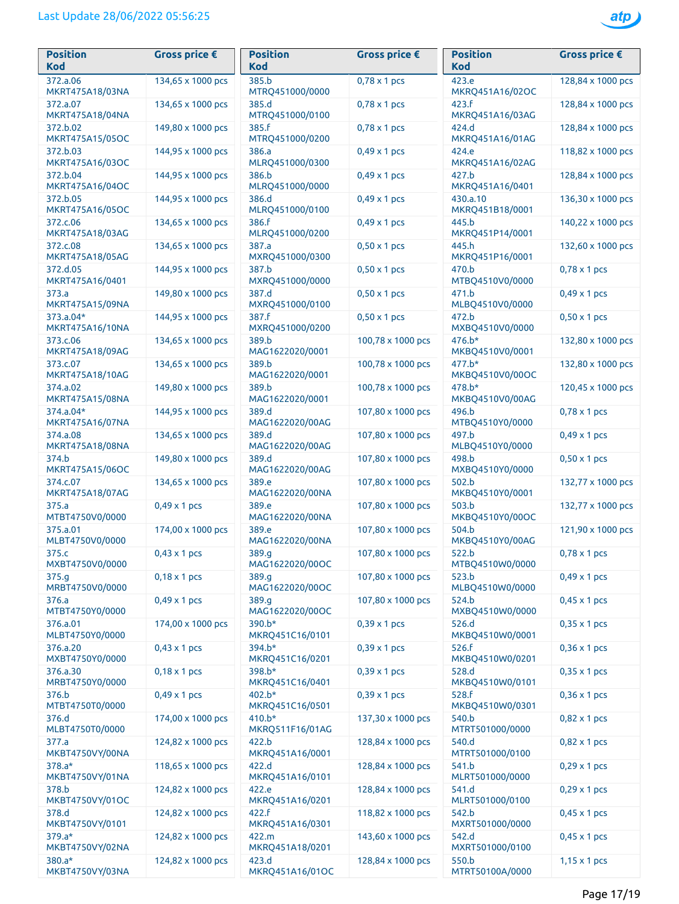Last Update 28/06/2022 05:56:25

| Position Kod | Gross price € |
|---|---|
| 372.a.06 MKRT475A18/03NA | 134,65 x 1000 pcs |
| 372.a.07 MKRT475A18/04NA | 134,65 x 1000 pcs |
| 372.b.02 MKRT475A15/05OC | 149,80 x 1000 pcs |
| 372.b.03 MKRT475A16/03OC | 144,95 x 1000 pcs |
| 372.b.04 MKRT475A16/04OC | 144,95 x 1000 pcs |
| 372.b.05 MKRT475A16/05OC | 144,95 x 1000 pcs |
| 372.c.06 MKRT475A18/03AG | 134,65 x 1000 pcs |
| 372.c.08 MKRT475A18/05AG | 134,65 x 1000 pcs |
| 372.d.05 MKRT475A16/0401 | 144,95 x 1000 pcs |
| 373.a MKRT475A15/09NA | 149,80 x 1000 pcs |
| 373.a.04* MKRT475A16/10NA | 144,95 x 1000 pcs |
| 373.c.06 MKRT475A18/09AG | 134,65 x 1000 pcs |
| 373.c.07 MKRT475A18/10AG | 134,65 x 1000 pcs |
| 374.a.02 MKRT475A15/08NA | 149,80 x 1000 pcs |
| 374.a.04* MKRT475A16/07NA | 144,95 x 1000 pcs |
| 374.a.08 MKRT475A18/08NA | 134,65 x 1000 pcs |
| 374.b MKRT475A15/06OC | 149,80 x 1000 pcs |
| 374.c.07 MKRT475A18/07AG | 134,65 x 1000 pcs |
| 375.a MTBT4750V0/0000 | 0,49 x 1 pcs |
| 375.a.01 MLBT4750V0/0000 | 174,00 x 1000 pcs |
| 375.c MXBT4750V0/0000 | 0,43 x 1 pcs |
| 375.g MRBT4750V0/0000 | 0,18 x 1 pcs |
| 376.a MTBT4750Y0/0000 | 0,49 x 1 pcs |
| 376.a.01 MLBT4750Y0/0000 | 174,00 x 1000 pcs |
| 376.a.20 MXBT4750Y0/0000 | 0,43 x 1 pcs |
| 376.a.30 MRBT4750Y0/0000 | 0,18 x 1 pcs |
| 376.b MTBT4750T0/0000 | 0,49 x 1 pcs |
| 376.d MLBT4750T0/0000 | 174,00 x 1000 pcs |
| 377.a MKBT4750VY/00NA | 124,82 x 1000 pcs |
| 378.a* MKBT4750VY/01NA | 118,65 x 1000 pcs |
| 378.b MKBT4750VY/01OC | 124,82 x 1000 pcs |
| 378.d MKBT4750VY/0101 | 124,82 x 1000 pcs |
| 379.a* MKBT4750VY/02NA | 124,82 x 1000 pcs |
| 380.a* MKBT4750VY/03NA | 124,82 x 1000 pcs |
| 385.b MTRQ451000/0000 | 0,78 x 1 pcs |
| 385.d MTRQ451000/0100 | 0,78 x 1 pcs |
| 385.f MTRQ451000/0200 | 0,78 x 1 pcs |
| 386.a MLRQ451000/0300 | 0,49 x 1 pcs |
| 386.b MLRQ451000/0000 | 0,49 x 1 pcs |
| 386.d MLRQ451000/0100 | 0,49 x 1 pcs |
| 386.f MLRQ451000/0200 | 0,49 x 1 pcs |
| 387.a MXRQ451000/0300 | 0,50 x 1 pcs |
| 387.b MXRQ451000/0000 | 0,50 x 1 pcs |
| 387.d MXRQ451000/0100 | 0,50 x 1 pcs |
| 387.f MXRQ451000/0200 | 0,50 x 1 pcs |
| 389.b MAG1622020/0001 | 100,78 x 1000 pcs |
| 389.b MAG1622020/0001 | 100,78 x 1000 pcs |
| 389.b MAG1622020/0001 | 100,78 x 1000 pcs |
| 389.d MAG1622020/00AG | 107,80 x 1000 pcs |
| 389.d MAG1622020/00AG | 107,80 x 1000 pcs |
| 389.d MAG1622020/00AG | 107,80 x 1000 pcs |
| 389.e MAG1622020/00NA | 107,80 x 1000 pcs |
| 389.e MAG1622020/00NA | 107,80 x 1000 pcs |
| 389.e MAG1622020/00NA | 107,80 x 1000 pcs |
| 389.g MAG1622020/00OC | 107,80 x 1000 pcs |
| 389.g MAG1622020/00OC | 107,80 x 1000 pcs |
| 389.g MAG1622020/00OC | 107,80 x 1000 pcs |
| 390.b* MKRQ451C16/0101 | 0,39 x 1 pcs |
| 394.b* MKRQ451C16/0201 | 0,39 x 1 pcs |
| 398.b* MKRQ451C16/0401 | 0,39 x 1 pcs |
| 402.b* MKRQ451C16/0501 | 0,39 x 1 pcs |
| 410.b* MKRQ511F16/01AG | 137,30 x 1000 pcs |
| 422.b MKRQ451A16/0001 | 128,84 x 1000 pcs |
| 422.d MKRQ451A16/0101 | 128,84 x 1000 pcs |
| 422.e MKRQ451A16/0201 | 128,84 x 1000 pcs |
| 422.f MKRQ451A16/0301 | 118,82 x 1000 pcs |
| 422.m MKRQ451A18/0201 | 143,60 x 1000 pcs |
| 423.d MKRQ451A16/01OC | 128,84 x 1000 pcs |
| 423.e MKRQ451A16/02OC | 128,84 x 1000 pcs |
| 423.f MKRQ451A16/03AG | 128,84 x 1000 pcs |
| 424.d MKRQ451A16/01AG | 128,84 x 1000 pcs |
| 424.e MKRQ451A16/02AG | 118,82 x 1000 pcs |
| 427.b MKRQ451A16/0401 | 128,84 x 1000 pcs |
| 430.a.10 MKRQ451B18/0001 | 136,30 x 1000 pcs |
| 445.b MKRQ451P14/0001 | 140,22 x 1000 pcs |
| 445.h MKRQ451P16/0001 | 132,60 x 1000 pcs |
| 470.b MTBQ4510V0/0000 | 0,78 x 1 pcs |
| 471.b MLBQ4510V0/0000 | 0,49 x 1 pcs |
| 472.b MXBQ4510V0/0000 | 0,50 x 1 pcs |
| 476.b* MKBQ4510V0/0001 | 132,80 x 1000 pcs |
| 477.b* MKBQ4510V0/00OC | 132,80 x 1000 pcs |
| 478.b* MKBQ4510V0/00AG | 120,45 x 1000 pcs |
| 496.b MTBQ4510Y0/0000 | 0,78 x 1 pcs |
| 497.b MLBQ4510Y0/0000 | 0,49 x 1 pcs |
| 498.b MXBQ4510Y0/0000 | 0,50 x 1 pcs |
| 502.b MKBQ4510Y0/0001 | 132,77 x 1000 pcs |
| 503.b MKBQ4510Y0/00OC | 132,77 x 1000 pcs |
| 504.b MKBQ4510Y0/00AG | 121,90 x 1000 pcs |
| 522.b MTBQ4510W0/0000 | 0,78 x 1 pcs |
| 523.b MLBQ4510W0/0000 | 0,49 x 1 pcs |
| 524.b MXBQ4510W0/0000 | 0,45 x 1 pcs |
| 526.d MKBQ4510W0/0001 | 0,35 x 1 pcs |
| 526.f MKBQ4510W0/0201 | 0,36 x 1 pcs |
| 528.d MKBQ4510W0/0101 | 0,35 x 1 pcs |
| 528.f MKBQ4510W0/0301 | 0,36 x 1 pcs |
| 540.b MTRT501000/0000 | 0,82 x 1 pcs |
| 540.d MTRT501000/0100 | 0,82 x 1 pcs |
| 541.b MLRT501000/0000 | 0,29 x 1 pcs |
| 541.d MLRT501000/0100 | 0,29 x 1 pcs |
| 542.b MXRT501000/0000 | 0,45 x 1 pcs |
| 542.d MXRT501000/0100 | 0,45 x 1 pcs |
| 550.b MTRT50100A/0000 | 1,15 x 1 pcs |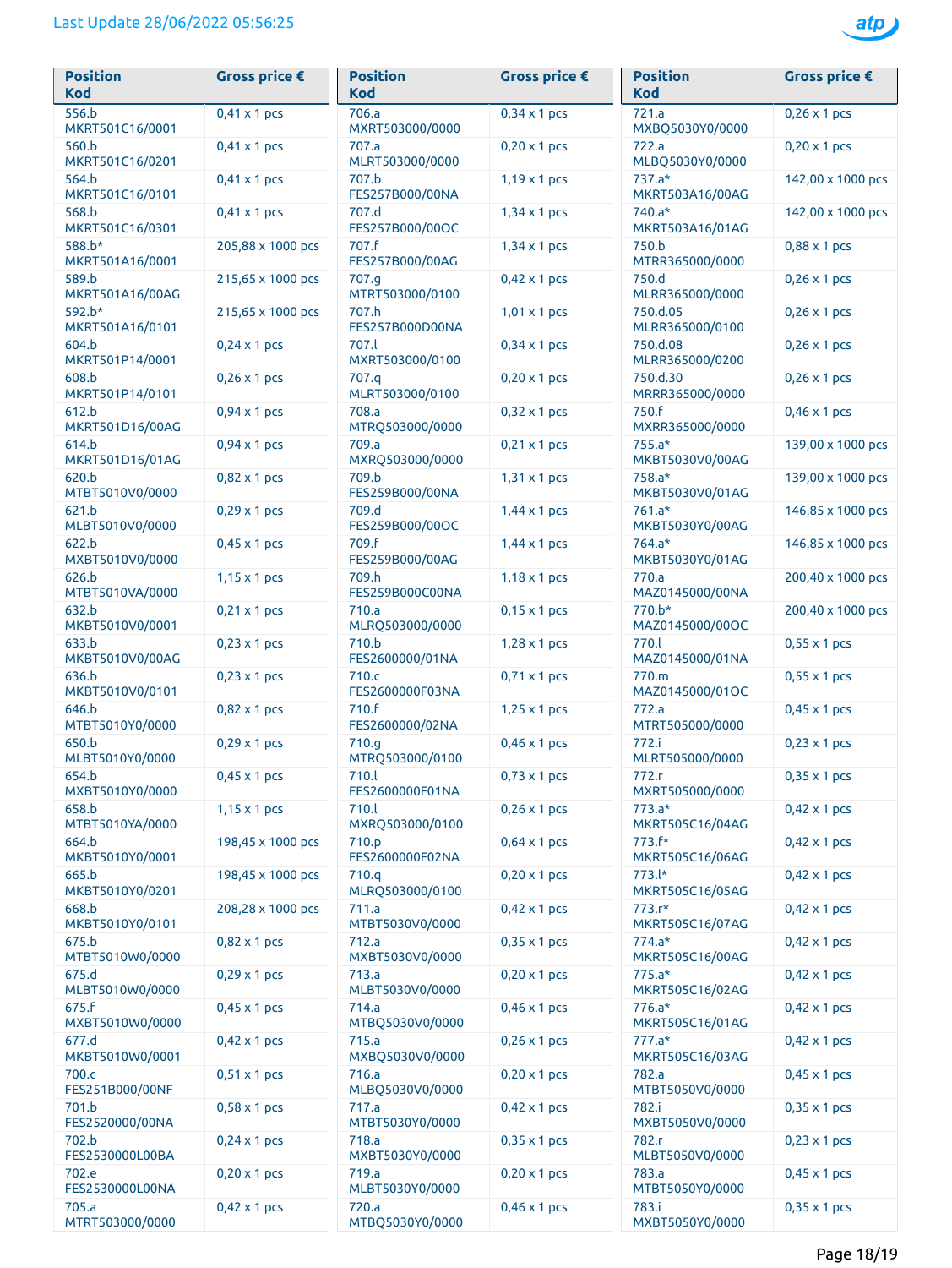Last Update 28/06/2022 05:56:25

| Position Kod | Gross price € |
|---|---|
| 556.b MKRT501C16/0001 | 0,41 x 1 pcs |
| 560.b MKRT501C16/0201 | 0,41 x 1 pcs |
| 564.b MKRT501C16/0101 | 0,41 x 1 pcs |
| 568.b MKRT501C16/0301 | 0,41 x 1 pcs |
| 588.b* MKRT501A16/0001 | 205,88 x 1000 pcs |
| 589.b MKRT501A16/00AG | 215,65 x 1000 pcs |
| 592.b* MKRT501A16/0101 | 215,65 x 1000 pcs |
| 604.b MKRT501P14/0001 | 0,24 x 1 pcs |
| 608.b MKRT501P14/0101 | 0,26 x 1 pcs |
| 612.b MKRT501D16/00AG | 0,94 x 1 pcs |
| 614.b MKRT501D16/01AG | 0,94 x 1 pcs |
| 620.b MTBT5010V0/0000 | 0,82 x 1 pcs |
| 621.b MLBT5010V0/0000 | 0,29 x 1 pcs |
| 622.b MXBT5010V0/0000 | 0,45 x 1 pcs |
| 626.b MTBT5010VA/0000 | 1,15 x 1 pcs |
| 632.b MKBT5010V0/0001 | 0,21 x 1 pcs |
| 633.b MKBT5010V0/00AG | 0,23 x 1 pcs |
| 636.b MKBT5010V0/0101 | 0,23 x 1 pcs |
| 646.b MTBT5010Y0/0000 | 0,82 x 1 pcs |
| 650.b MLBT5010Y0/0000 | 0,29 x 1 pcs |
| 654.b MXBT5010Y0/0000 | 0,45 x 1 pcs |
| 658.b MTBT5010YA/0000 | 1,15 x 1 pcs |
| 664.b MKBT5010Y0/0001 | 198,45 x 1000 pcs |
| 665.b MKBT5010Y0/0201 | 198,45 x 1000 pcs |
| 668.b MKBT5010Y0/0101 | 208,28 x 1000 pcs |
| 675.b MTBT5010W0/0000 | 0,82 x 1 pcs |
| 675.d MLBT5010W0/0000 | 0,29 x 1 pcs |
| 675.f MXBT5010W0/0000 | 0,45 x 1 pcs |
| 677.d MKBT5010W0/0001 | 0,42 x 1 pcs |
| 700.c FES251B000/00NF | 0,51 x 1 pcs |
| 701.b FES2520000/00NA | 0,58 x 1 pcs |
| 702.b FES2530000L00BA | 0,24 x 1 pcs |
| 702.e FES2530000L00NA | 0,20 x 1 pcs |
| 705.a MTRT503000/0000 | 0,42 x 1 pcs |
| 706.a MXRT503000/0000 | 0,34 x 1 pcs |
| 707.a MLRT503000/0000 | 0,20 x 1 pcs |
| 707.b FES257B000/00NA | 1,19 x 1 pcs |
| 707.d FES257B000/00OC | 1,34 x 1 pcs |
| 707.f FES257B000/00AG | 1,34 x 1 pcs |
| 707.g MTRT503000/0100 | 0,42 x 1 pcs |
| 707.h FES257B000D00NA | 1,01 x 1 pcs |
| 707.l MXRT503000/0100 | 0,34 x 1 pcs |
| 707.q MLRT503000/0100 | 0,20 x 1 pcs |
| 708.a MTRQ503000/0000 | 0,32 x 1 pcs |
| 709.a MXRQ503000/0000 | 0,21 x 1 pcs |
| 709.b FES259B000/00NA | 1,31 x 1 pcs |
| 709.d FES259B000/00OC | 1,44 x 1 pcs |
| 709.f FES259B000/00AG | 1,44 x 1 pcs |
| 709.h FES259B000C00NA | 1,18 x 1 pcs |
| 710.a MLRQ503000/0000 | 0,15 x 1 pcs |
| 710.b FES2600000/01NA | 1,28 x 1 pcs |
| 710.c FES2600000F03NA | 0,71 x 1 pcs |
| 710.f FES2600000/02NA | 1,25 x 1 pcs |
| 710.g MTRQ503000/0100 | 0,46 x 1 pcs |
| 710.l FES2600000F01NA | 0,73 x 1 pcs |
| 710.l MXRQ503000/0100 | 0,26 x 1 pcs |
| 710.p FES2600000F02NA | 0,64 x 1 pcs |
| 710.q MLRQ503000/0100 | 0,20 x 1 pcs |
| 711.a MTBT5030V0/0000 | 0,42 x 1 pcs |
| 712.a MXBT5030V0/0000 | 0,35 x 1 pcs |
| 713.a MLBT5030V0/0000 | 0,20 x 1 pcs |
| 714.a MTBQ5030V0/0000 | 0,46 x 1 pcs |
| 715.a MXBQ5030V0/0000 | 0,26 x 1 pcs |
| 716.a MLBQ5030V0/0000 | 0,20 x 1 pcs |
| 717.a MTBT5030Y0/0000 | 0,42 x 1 pcs |
| 718.a MXBT5030Y0/0000 | 0,35 x 1 pcs |
| 719.a MLBT5030Y0/0000 | 0,20 x 1 pcs |
| 720.a MTBQ5030Y0/0000 | 0,46 x 1 pcs |
| 721.a MXBQ5030Y0/0000 | 0,26 x 1 pcs |
| 722.a MLBQ5030Y0/0000 | 0,20 x 1 pcs |
| 737.a* MKRT503A16/00AG | 142,00 x 1000 pcs |
| 740.a* MKRT503A16/01AG | 142,00 x 1000 pcs |
| 750.b MTRR365000/0000 | 0,88 x 1 pcs |
| 750.d MLRR365000/0000 | 0,26 x 1 pcs |
| 750.d.05 MLRR365000/0100 | 0,26 x 1 pcs |
| 750.d.08 MLRR365000/0200 | 0,26 x 1 pcs |
| 750.d.30 MRRR365000/0000 | 0,26 x 1 pcs |
| 750.f MXRR365000/0000 | 0,46 x 1 pcs |
| 755.a* MKBT5030V0/00AG | 139,00 x 1000 pcs |
| 758.a* MKBT5030V0/01AG | 139,00 x 1000 pcs |
| 761.a* MKBT5030Y0/00AG | 146,85 x 1000 pcs |
| 764.a* MKBT5030Y0/01AG | 146,85 x 1000 pcs |
| 770.a MAZ0145000/00NA | 200,40 x 1000 pcs |
| 770.b* MAZ0145000/00OC | 200,40 x 1000 pcs |
| 770.l MAZ0145000/01NA | 0,55 x 1 pcs |
| 770.m MAZ0145000/01OC | 0,55 x 1 pcs |
| 772.a MTRT505000/0000 | 0,45 x 1 pcs |
| 772.i MLRT505000/0000 | 0,23 x 1 pcs |
| 772.r MXRT505000/0000 | 0,35 x 1 pcs |
| 773.a* MKRT505C16/04AG | 0,42 x 1 pcs |
| 773.f* MKRT505C16/06AG | 0,42 x 1 pcs |
| 773.l* MKRT505C16/05AG | 0,42 x 1 pcs |
| 773.r* MKRT505C16/07AG | 0,42 x 1 pcs |
| 774.a* MKRT505C16/00AG | 0,42 x 1 pcs |
| 775.a* MKRT505C16/02AG | 0,42 x 1 pcs |
| 776.a* MKRT505C16/01AG | 0,42 x 1 pcs |
| 777.a* MKRT505C16/03AG | 0,42 x 1 pcs |
| 782.a MTBT5050V0/0000 | 0,45 x 1 pcs |
| 782.i MXBT5050V0/0000 | 0,35 x 1 pcs |
| 782.r MLBT5050V0/0000 | 0,23 x 1 pcs |
| 783.a MTBT5050Y0/0000 | 0,45 x 1 pcs |
| 783.i MXBT5050Y0/0000 | 0,35 x 1 pcs |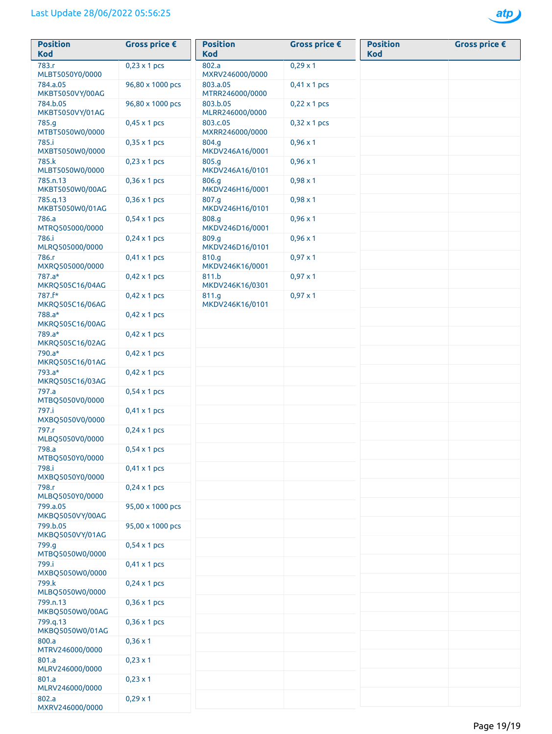Last Update 28/06/2022 05:56:25

| Position Kod | Gross price € |
|---|---|
| 783.r MLBT5050Y0/0000 | 0,23 x 1 pcs |
| 784.a.05 MKBT5050VY/00AG | 96,80 x 1000 pcs |
| 784.b.05 MKBT5050VY/01AG | 96,80 x 1000 pcs |
| 785.g MTBT5050W0/0000 | 0,45 x 1 pcs |
| 785.i MXBT5050W0/0000 | 0,35 x 1 pcs |
| 785.k MLBT5050W0/0000 | 0,23 x 1 pcs |
| 785.n.13 MKBT5050W0/00AG | 0,36 x 1 pcs |
| 785.q.13 MKBT5050W0/01AG | 0,36 x 1 pcs |
| 786.a MTRQ505000/0000 | 0,54 x 1 pcs |
| 786.i MLRQ505000/0000 | 0,24 x 1 pcs |
| 786.r MXRQ505000/0000 | 0,41 x 1 pcs |
| 787.a* MKRQ505C16/04AG | 0,42 x 1 pcs |
| 787.f* MKRQ505C16/06AG | 0,42 x 1 pcs |
| 788.a* MKRQ505C16/00AG | 0,42 x 1 pcs |
| 789.a* MKRQ505C16/02AG | 0,42 x 1 pcs |
| 790.a* MKRQ505C16/01AG | 0,42 x 1 pcs |
| 793.a* MKRQ505C16/03AG | 0,42 x 1 pcs |
| 797.a MTBQ5050V0/0000 | 0,54 x 1 pcs |
| 797.i MXBQ5050V0/0000 | 0,41 x 1 pcs |
| 797.r MLBQ5050V0/0000 | 0,24 x 1 pcs |
| 798.a MTBQ5050Y0/0000 | 0,54 x 1 pcs |
| 798.i MXBQ5050Y0/0000 | 0,41 x 1 pcs |
| 798.r MLBQ5050Y0/0000 | 0,24 x 1 pcs |
| 799.a.05 MKBQ5050VY/00AG | 95,00 x 1000 pcs |
| 799.b.05 MKBQ5050VY/01AG | 95,00 x 1000 pcs |
| 799.g MTBQ5050W0/0000 | 0,54 x 1 pcs |
| 799.i MXBQ5050W0/0000 | 0,41 x 1 pcs |
| 799.k MLBQ5050W0/0000 | 0,24 x 1 pcs |
| 799.n.13 MKBQ5050W0/00AG | 0,36 x 1 pcs |
| 799.q.13 MKBQ5050W0/01AG | 0,36 x 1 pcs |
| 800.a MTRV246000/0000 | 0,36 x 1 |
| 801.a MLRV246000/0000 | 0,23 x 1 |
| 801.a MLRV246000/0000 | 0,23 x 1 |
| 802.a MXRV246000/0000 | 0,29 x 1 |
| 802.a MXRV246000/0000 | 0,29 x 1 |
| 803.a.05 MTRR246000/0000 | 0,41 x 1 pcs |
| 803.b.05 MLRR246000/0000 | 0,22 x 1 pcs |
| 803.c.05 MXRR246000/0000 | 0,32 x 1 pcs |
| 804.g MKDV246A16/0001 | 0,96 x 1 |
| 805.g MKDV246A16/0101 | 0,96 x 1 |
| 806.g MKDV246H16/0001 | 0,98 x 1 |
| 807.g MKDV246H16/0101 | 0,98 x 1 |
| 808.g MKDV246D16/0001 | 0,96 x 1 |
| 809.g MKDV246D16/0101 | 0,96 x 1 |
| 810.g MKDV246K16/0001 | 0,97 x 1 |
| 811.b MKDV246K16/0301 | 0,97 x 1 |
| 811.g MKDV246K16/0101 | 0,97 x 1 |